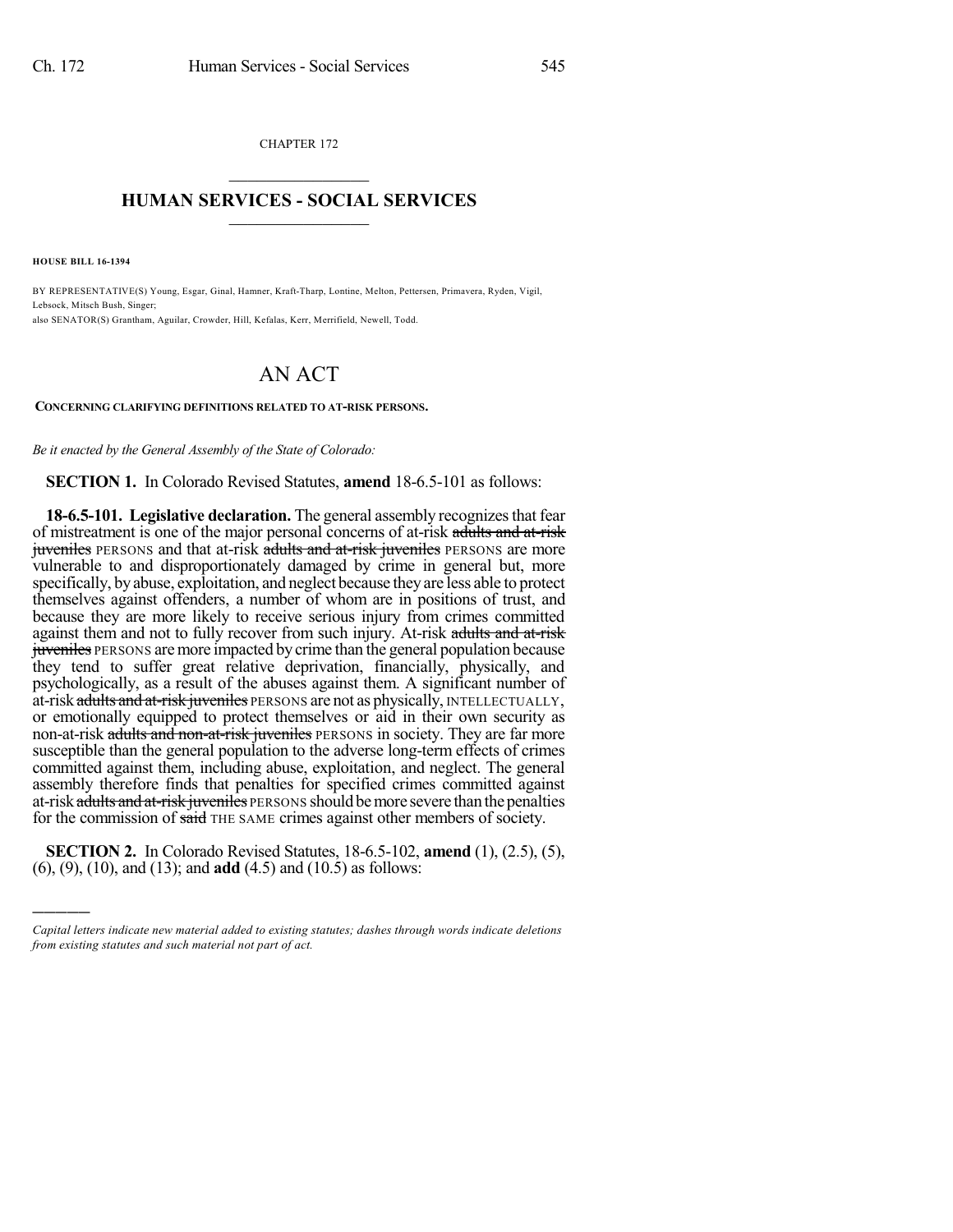CHAPTER 172

# HUMAN SERVICES - SOCIAL SERVICES

**HOUSE BILL 16-1394**

BY REPRESENTATIVE(S) Young, Esgar, Ginal, Hamner, Kraft-Tharp, Lontine, Melton, Pettersen, Primavera, Ryden, Vigil, Lebsock, Mitsch Bush, Singer;
also SENATOR(S) Grantham, Aguilar, Crowder, Hill, Kefalas, Kerr, Merrifield, Newell, Todd.

# AN ACT

**CONCERNING CLARIFYING DEFINITIONS RELATED TO AT-RISK PERSONS.**

*Be it enacted by the General Assembly of the State of Colorado:*

**SECTION 1.** In Colorado Revised Statutes, **amend** 18-6.5-101 as follows:

**18-6.5-101. Legislative declaration.** The general assembly recognizes that fear of mistreatment is one of the major personal concerns of at-risk ~~adults and at-risk juveniles~~ PERSONS and that at-risk ~~adults and at-risk juveniles~~ PERSONS are more vulnerable to and disproportionately damaged by crime in general but, more specifically, by abuse, exploitation, and neglect because they are less able to protect themselves against offenders, a number of whom are in positions of trust, and because they are more likely to receive serious injury from crimes committed against them and not to fully recover from such injury. At-risk ~~adults and at-risk juveniles~~ PERSONS are more impacted by crime than the general population because they tend to suffer great relative deprivation, financially, physically, and psychologically, as a result of the abuses against them. A significant number of at-risk ~~adults and at-risk juveniles~~ PERSONS are not as physically, INTELLECTUALLY, or emotionally equipped to protect themselves or aid in their own security as non-at-risk ~~adults and non-at-risk juveniles~~ PERSONS in society. They are far more susceptible than the general population to the adverse long-term effects of crimes committed against them, including abuse, exploitation, and neglect. The general assembly therefore finds that penalties for specified crimes committed against at-risk ~~adults and at-risk juveniles~~ PERSONS should be more severe than the penalties for the commission of ~~said~~ THE SAME crimes against other members of society.

**SECTION 2.** In Colorado Revised Statutes, 18-6.5-102, **amend** (1), (2.5), (5), (6), (9), (10), and (13); and **add** (4.5) and (10.5) as follows:

---

*Capital letters indicate new material added to existing statutes; dashes through words indicate deletions from existing statutes and such material not part of act.*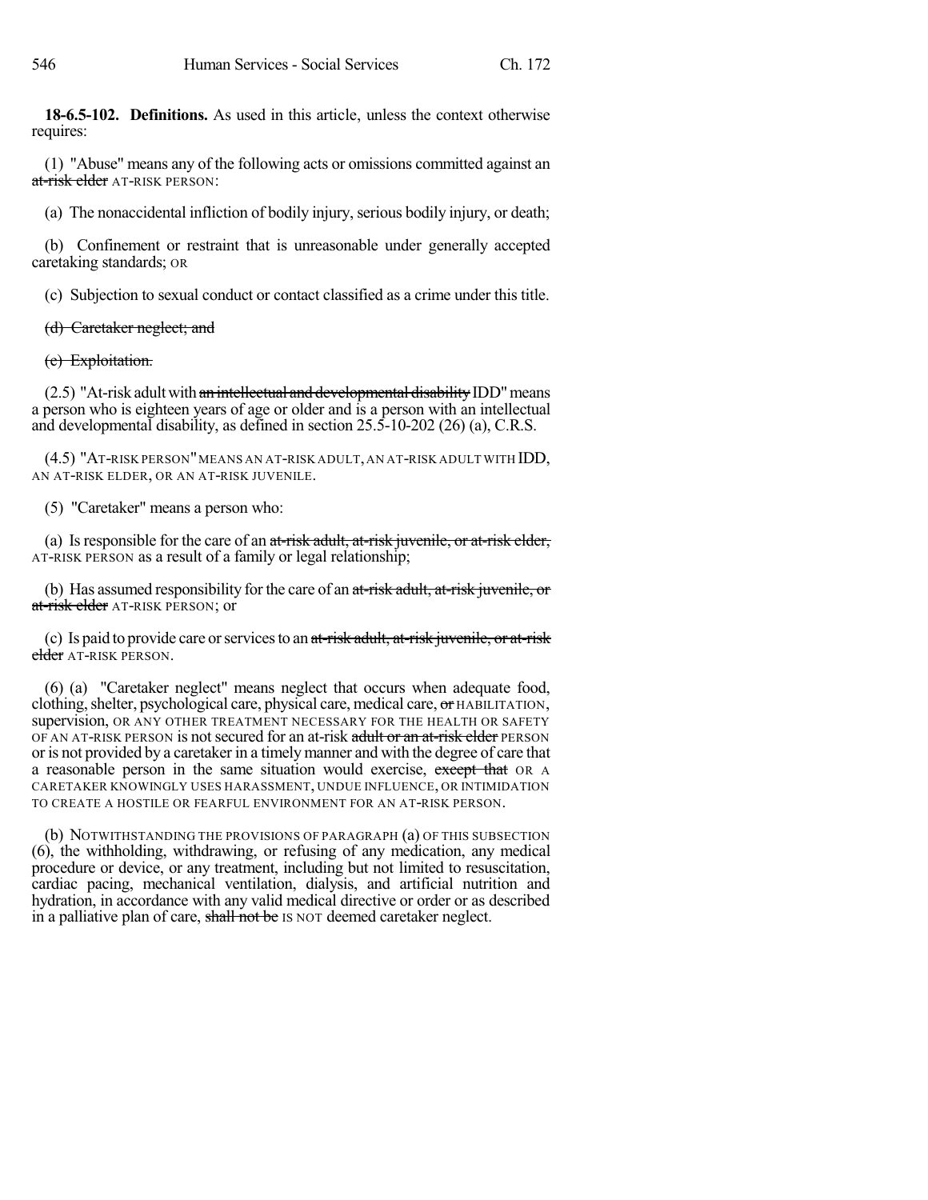**18-6.5-102. Definitions.** As used in this article, unless the context otherwise requires:

(1) "Abuse" means any of the following acts or omissions committed against an ~~at-risk elder~~ AT-RISK PERSON:

(a) The nonaccidental infliction of bodily injury, serious bodily injury, or death;

(b) Confinement or restraint that is unreasonable under generally accepted caretaking standards; OR

(c) Subjection to sexual conduct or contact classified as a crime under this title.

~~(d) Caretaker neglect; and~~

~~(e) Exploitation.~~

(2.5) "At-risk adult with ~~an intellectual and developmental disability~~ IDD" means a person who is eighteen years of age or older and is a person with an intellectual and developmental disability, as defined in section 25.5-10-202 (26) (a), C.R.S.

(4.5) "AT-RISK PERSON" MEANS AN AT-RISK ADULT, AN AT-RISK ADULT WITH IDD, AN AT-RISK ELDER, OR AN AT-RISK JUVENILE.

(5) "Caretaker" means a person who:

(a) Is responsible for the care of an ~~at-risk adult, at-risk juvenile, or at-risk elder,~~ AT-RISK PERSON as a result of a family or legal relationship;

(b) Has assumed responsibility for the care of an ~~at-risk adult, at-risk juvenile, or at-risk elder~~ AT-RISK PERSON; or

(c) Is paid to provide care or services to an ~~at-risk adult, at-risk juvenile, or at-risk elder~~ AT-RISK PERSON.

(6) (a) "Caretaker neglect" means neglect that occurs when adequate food, clothing, shelter, psychological care, physical care, medical care, ~~or~~ HABILITATION, supervision, OR ANY OTHER TREATMENT NECESSARY FOR THE HEALTH OR SAFETY OF AN AT-RISK PERSON is not secured for an at-risk ~~adult or an at-risk elder~~ PERSON or is not provided by a caretaker in a timely manner and with the degree of care that a reasonable person in the same situation would exercise, ~~except that~~ OR A CARETAKER KNOWINGLY USES HARASSMENT, UNDUE INFLUENCE, OR INTIMIDATION TO CREATE A HOSTILE OR FEARFUL ENVIRONMENT FOR AN AT-RISK PERSON.

(b) NOTWITHSTANDING THE PROVISIONS OF PARAGRAPH (a) OF THIS SUBSECTION (6), the withholding, withdrawing, or refusing of any medication, any medical procedure or device, or any treatment, including but not limited to resuscitation, cardiac pacing, mechanical ventilation, dialysis, and artificial nutrition and hydration, in accordance with any valid medical directive or order or as described in a palliative plan of care, ~~shall not be~~ IS NOT deemed caretaker neglect.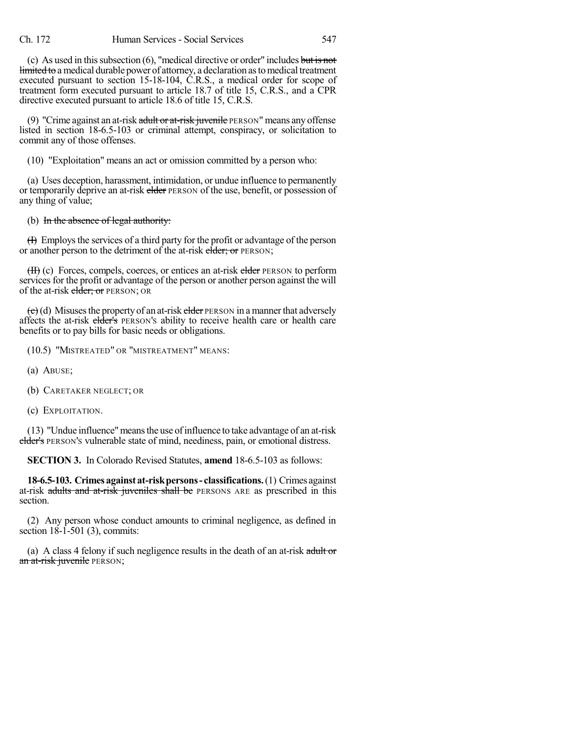(c) As used in this subsection (6), "medical directive or order" includes ~~but is not limited to~~ a medical durable power of attorney, a declaration as to medical treatment executed pursuant to section 15-18-104, C.R.S., a medical order for scope of treatment form executed pursuant to article 18.7 of title 15, C.R.S., and a CPR directive executed pursuant to article 18.6 of title 15, C.R.S.

(9) "Crime against an at-risk ~~adult or at-risk juvenile~~ PERSON" means any offense listed in section 18-6.5-103 or criminal attempt, conspiracy, or solicitation to commit any of those offenses.

(10) "Exploitation" means an act or omission committed by a person who:

(a) Uses deception, harassment, intimidation, or undue influence to permanently or temporarily deprive an at-risk ~~elder~~ PERSON of the use, benefit, or possession of any thing of value;

(b) ~~In the absence of legal authority:~~

~~(I)~~ Employs the services of a third party for the profit or advantage of the person or another person to the detriment of the at-risk ~~elder; or~~ PERSON;

~~(II)~~ (c) Forces, compels, coerces, or entices an at-risk ~~elder~~ PERSON to perform services for the profit or advantage of the person or another person against the will of the at-risk ~~elder; or~~ PERSON; OR

~~(c)~~ (d) Misuses the property of an at-risk ~~elder~~ PERSON in a manner that adversely affects the at-risk ~~elder's~~ PERSON'S ability to receive health care or health care benefits or to pay bills for basic needs or obligations.

(10.5) "MISTREATED" OR "MISTREATMENT" MEANS:

(a) ABUSE;

(b) CARETAKER NEGLECT; OR

(c) EXPLOITATION.

(13) "Undue influence" means the use of influence to take advantage of an at-risk ~~elder's~~ PERSON'S vulnerable state of mind, neediness, pain, or emotional distress.

**SECTION 3.** In Colorado Revised Statutes, **amend** 18-6.5-103 as follows:

**18-6.5-103. Crimes against at-risk persons - classifications.** (1) Crimes against at-risk ~~adults and at-risk juveniles shall be~~ PERSONS ARE as prescribed in this section.

(2) Any person whose conduct amounts to criminal negligence, as defined in section 18-1-501 (3), commits:

(a) A class 4 felony if such negligence results in the death of an at-risk ~~adult or an at-risk juvenile~~ PERSON;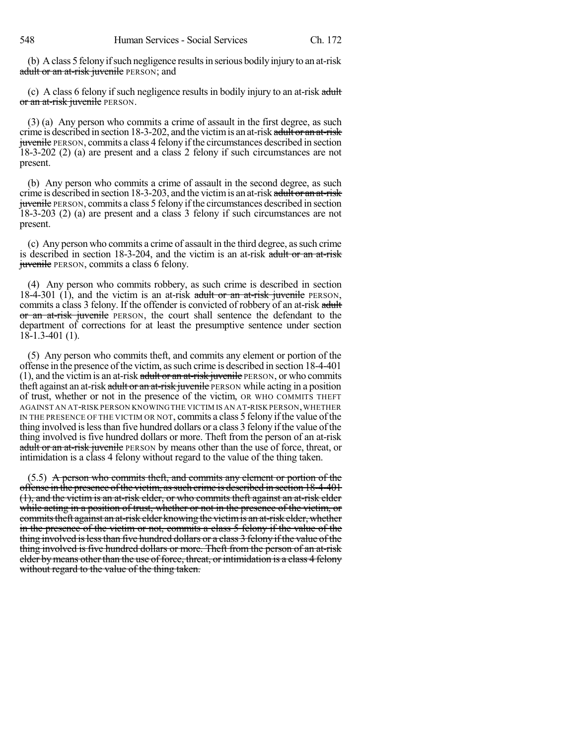(b) A class 5 felony if such negligence results in serious bodily injury to an at-risk ~~adult or an at-risk juvenile~~ PERSON; and

(c) A class 6 felony if such negligence results in bodily injury to an at-risk ~~adult or an at-risk juvenile~~ PERSON.

(3) (a) Any person who commits a crime of assault in the first degree, as such crime is described in section 18-3-202, and the victim is an at-risk ~~adult or an at-risk juvenile~~ PERSON, commits a class 4 felony if the circumstances described in section 18-3-202 (2) (a) are present and a class 2 felony if such circumstances are not present.

(b) Any person who commits a crime of assault in the second degree, as such crime is described in section 18-3-203, and the victim is an at-risk ~~adult or an at-risk juvenile~~ PERSON, commits a class 5 felony if the circumstances described in section 18-3-203 (2) (a) are present and a class 3 felony if such circumstances are not present.

(c) Any person who commits a crime of assault in the third degree, as such crime is described in section 18-3-204, and the victim is an at-risk ~~adult or an at-risk juvenile~~ PERSON, commits a class 6 felony.

(4) Any person who commits robbery, as such crime is described in section 18-4-301 (1), and the victim is an at-risk ~~adult or an at-risk juvenile~~ PERSON, commits a class 3 felony. If the offender is convicted of robbery of an at-risk ~~adult or an at-risk juvenile~~ PERSON, the court shall sentence the defendant to the department of corrections for at least the presumptive sentence under section 18-1.3-401 (1).

(5) Any person who commits theft, and commits any element or portion of the offense in the presence of the victim, as such crime is described in section 18-4-401 (1), and the victim is an at-risk ~~adult or an at-risk juvenile~~ PERSON, or who commits theft against an at-risk ~~adult or an at-risk juvenile~~ PERSON while acting in a position of trust, whether or not in the presence of the victim, OR WHO COMMITS THEFT AGAINST AN AT-RISK PERSON KNOWING THE VICTIM IS AN AT-RISK PERSON, WHETHER IN THE PRESENCE OF THE VICTIM OR NOT, commits a class 5 felony if the value of the thing involved is less than five hundred dollars or a class 3 felony if the value of the thing involved is five hundred dollars or more. Theft from the person of an at-risk ~~adult or an at-risk juvenile~~ PERSON by means other than the use of force, threat, or intimidation is a class 4 felony without regard to the value of the thing taken.

(5.5) ~~A person who commits theft, and commits any element or portion of the offense in the presence of the victim, as such crime is described in section 18-4-401 (1), and the victim is an at-risk elder, or who commits theft against an at-risk elder while acting in a position of trust, whether or not in the presence of the victim, or commits theft against an at-risk elder knowing the victim is an at-risk elder, whether in the presence of the victim or not, commits a class 5 felony if the value of the thing involved is less than five hundred dollars or a class 3 felony if the value of the thing involved is five hundred dollars or more. Theft from the person of an at-risk elder by means other than the use of force, threat, or intimidation is a class 4 felony without regard to the value of the thing taken.~~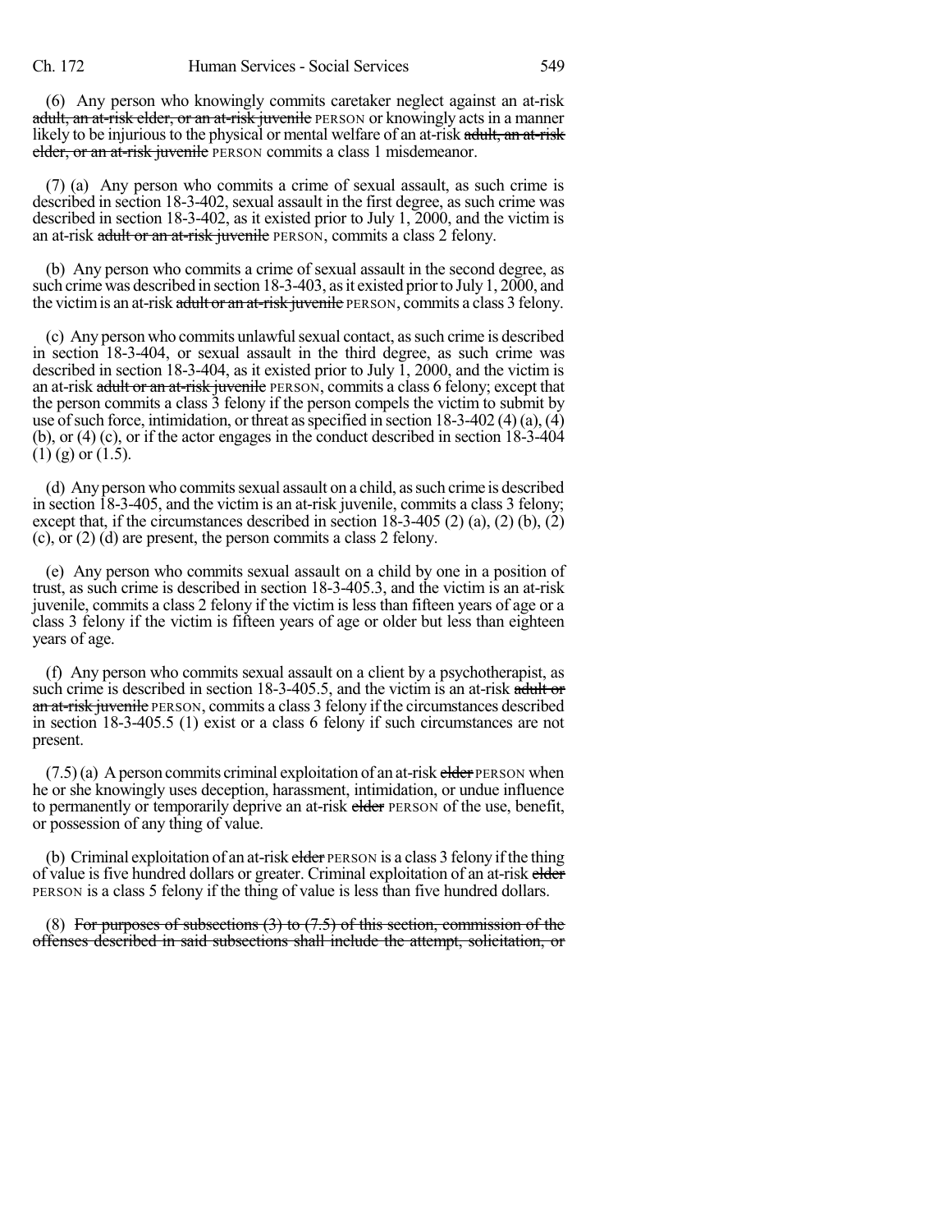(6) Any person who knowingly commits caretaker neglect against an at-risk ~~adult, an at-risk elder, or an at-risk juvenile~~ PERSON or knowingly acts in a manner likely to be injurious to the physical or mental welfare of an at-risk ~~adult, an at-risk elder, or an at-risk juvenile~~ PERSON commits a class 1 misdemeanor.

(7) (a) Any person who commits a crime of sexual assault, as such crime is described in section 18-3-402, sexual assault in the first degree, as such crime was described in section 18-3-402, as it existed prior to July 1, 2000, and the victim is an at-risk ~~adult or an at-risk juvenile~~ PERSON, commits a class 2 felony.

(b) Any person who commits a crime of sexual assault in the second degree, as such crime was described in section 18-3-403, as it existed prior to July 1, 2000, and the victim is an at-risk ~~adult or an at-risk juvenile~~ PERSON, commits a class 3 felony.

(c) Any person who commits unlawful sexual contact, as such crime is described in section 18-3-404, or sexual assault in the third degree, as such crime was described in section 18-3-404, as it existed prior to July 1, 2000, and the victim is an at-risk ~~adult or an at-risk juvenile~~ PERSON, commits a class 6 felony; except that the person commits a class 3 felony if the person compels the victim to submit by use of such force, intimidation, or threat as specified in section 18-3-402 (4) (a), (4) (b), or (4) (c), or if the actor engages in the conduct described in section 18-3-404 (1) (g) or (1.5).

(d) Any person who commits sexual assault on a child, as such crime is described in section 18-3-405, and the victim is an at-risk juvenile, commits a class 3 felony; except that, if the circumstances described in section 18-3-405 (2) (a), (2) (b), (2) (c), or (2) (d) are present, the person commits a class 2 felony.

(e) Any person who commits sexual assault on a child by one in a position of trust, as such crime is described in section 18-3-405.3, and the victim is an at-risk juvenile, commits a class 2 felony if the victim is less than fifteen years of age or a class 3 felony if the victim is fifteen years of age or older but less than eighteen years of age.

(f) Any person who commits sexual assault on a client by a psychotherapist, as such crime is described in section 18-3-405.5, and the victim is an at-risk ~~adult or an at-risk juvenile~~ PERSON, commits a class 3 felony if the circumstances described in section 18-3-405.5 (1) exist or a class 6 felony if such circumstances are not present.

(7.5) (a) A person commits criminal exploitation of an at-risk ~~elder~~ PERSON when he or she knowingly uses deception, harassment, intimidation, or undue influence to permanently or temporarily deprive an at-risk ~~elder~~ PERSON of the use, benefit, or possession of any thing of value.

(b) Criminal exploitation of an at-risk ~~elder~~ PERSON is a class 3 felony if the thing of value is five hundred dollars or greater. Criminal exploitation of an at-risk ~~elder~~ PERSON is a class 5 felony if the thing of value is less than five hundred dollars.

(8) ~~For purposes of subsections (3) to (7.5) of this section, commission of the offenses described in said subsections shall include the attempt, solicitation, or~~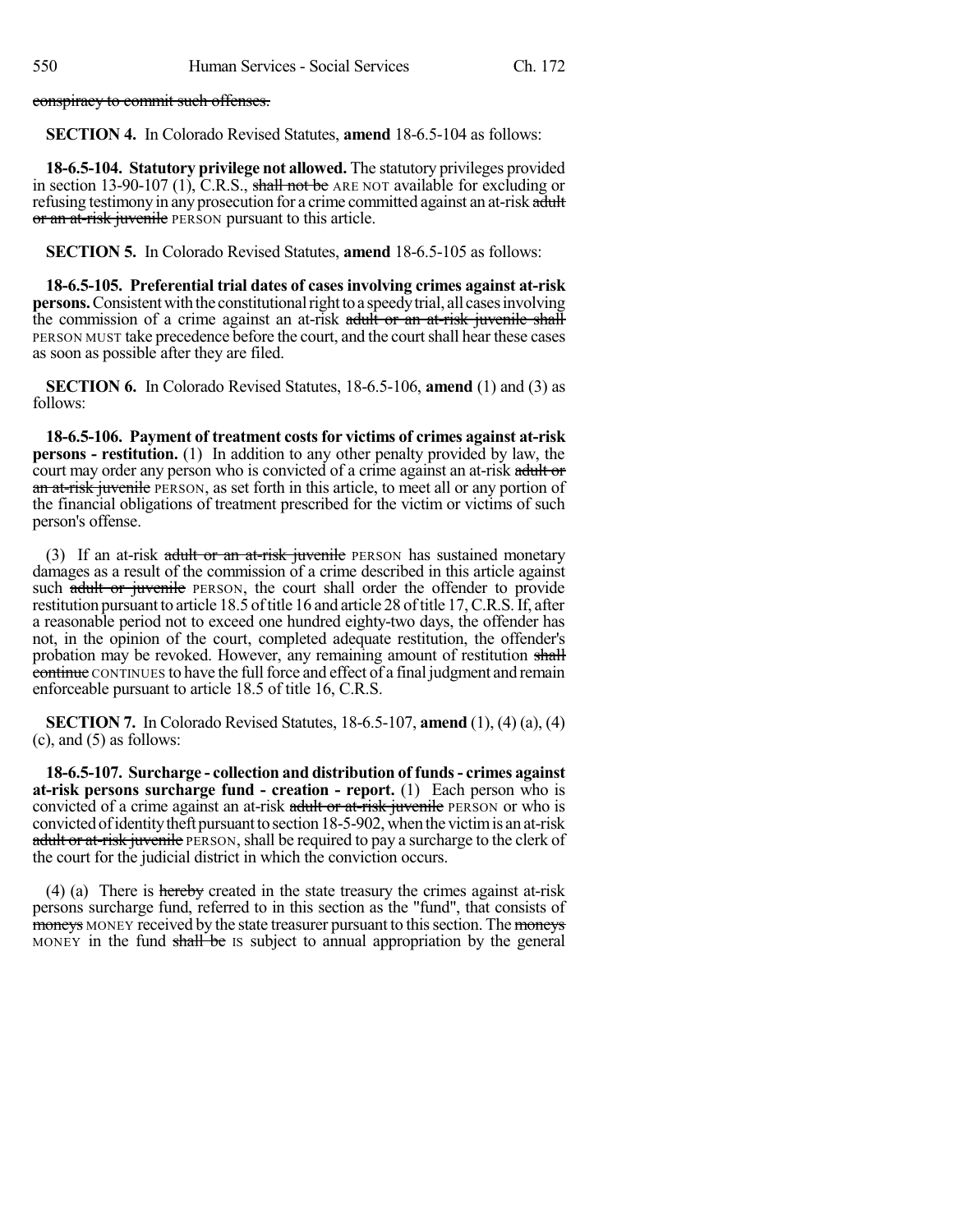~~conspiracy to commit such offenses.~~

**SECTION 4.** In Colorado Revised Statutes, **amend** 18-6.5-104 as follows:

**18-6.5-104. Statutory privilege not allowed.** The statutory privileges provided in section 13-90-107 (1), C.R.S., ~~shall not be~~ ARE NOT available for excluding or refusing testimony in any prosecution for a crime committed against an at-risk ~~adult or an at-risk juvenile~~ PERSON pursuant to this article.

**SECTION 5.** In Colorado Revised Statutes, **amend** 18-6.5-105 as follows:

**18-6.5-105. Preferential trial dates of cases involving crimes against at-risk persons.** Consistent with the constitutional right to a speedy trial, all cases involving the commission of a crime against an at-risk ~~adult or an at-risk juvenile shall~~ PERSON MUST take precedence before the court, and the court shall hear these cases as soon as possible after they are filed.

**SECTION 6.** In Colorado Revised Statutes, 18-6.5-106, **amend** (1) and (3) as follows:

**18-6.5-106. Payment of treatment costs for victims of crimes against at-risk persons - restitution.** (1) In addition to any other penalty provided by law, the court may order any person who is convicted of a crime against an at-risk ~~adult or an at-risk juvenile~~ PERSON, as set forth in this article, to meet all or any portion of the financial obligations of treatment prescribed for the victim or victims of such person's offense.

(3) If an at-risk ~~adult or an at-risk juvenile~~ PERSON has sustained monetary damages as a result of the commission of a crime described in this article against such ~~adult or juvenile~~ PERSON, the court shall order the offender to provide restitution pursuant to article 18.5 of title 16 and article 28 of title 17, C.R.S. If, after a reasonable period not to exceed one hundred eighty-two days, the offender has not, in the opinion of the court, completed adequate restitution, the offender's probation may be revoked. However, any remaining amount of restitution ~~shall continue~~ CONTINUES to have the full force and effect of a final judgment and remain enforceable pursuant to article 18.5 of title 16, C.R.S.

**SECTION 7.** In Colorado Revised Statutes, 18-6.5-107, **amend** (1), (4) (a), (4) (c), and (5) as follows:

**18-6.5-107. Surcharge - collection and distribution of funds - crimes against at-risk persons surcharge fund - creation - report.** (1) Each person who is convicted of a crime against an at-risk ~~adult or at-risk juvenile~~ PERSON or who is convicted of identity theft pursuant to section 18-5-902, when the victim is an at-risk ~~adult or at-risk juvenile~~ PERSON, shall be required to pay a surcharge to the clerk of the court for the judicial district in which the conviction occurs.

(4) (a) There is ~~hereby~~ created in the state treasury the crimes against at-risk persons surcharge fund, referred to in this section as the "fund", that consists of ~~moneys~~ MONEY received by the state treasurer pursuant to this section. The ~~moneys~~ MONEY in the fund ~~shall be~~ IS subject to annual appropriation by the general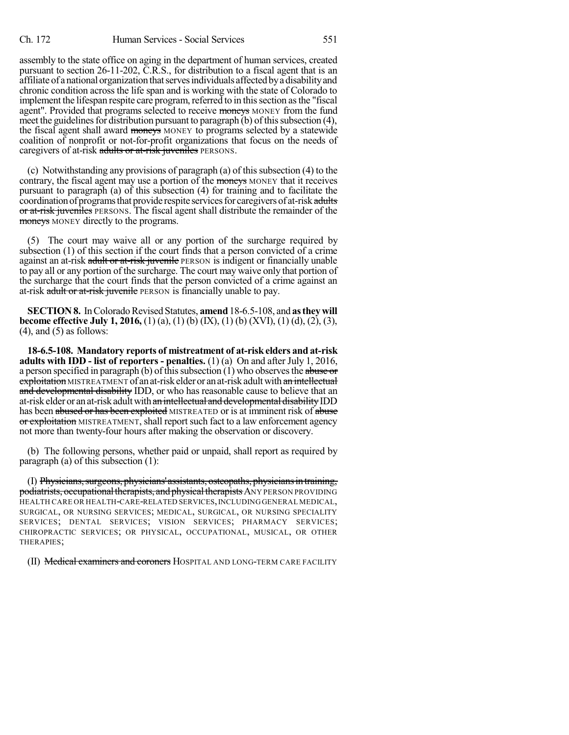assembly to the state office on aging in the department of human services, created pursuant to section 26-11-202, C.R.S., for distribution to a fiscal agent that is an affiliate of a national organization that serves individuals affected by a disability and chronic condition across the life span and is working with the state of Colorado to implement the lifespan respite care program, referred to in this section as the "fiscal agent". Provided that programs selected to receive ~~moneys~~ MONEY from the fund meet the guidelines for distribution pursuant to paragraph (b) of this subsection (4), the fiscal agent shall award ~~moneys~~ MONEY to programs selected by a statewide coalition of nonprofit or not-for-profit organizations that focus on the needs of caregivers of at-risk ~~adults or at-risk juveniles~~ PERSONS.

(c) Notwithstanding any provisions of paragraph (a) of this subsection (4) to the contrary, the fiscal agent may use a portion of the ~~moneys~~ MONEY that it receives pursuant to paragraph (a) of this subsection (4) for training and to facilitate the coordination of programs that provide respite services for caregivers of at-risk ~~adults or at-risk juveniles~~ PERSONS. The fiscal agent shall distribute the remainder of the ~~moneys~~ MONEY directly to the programs.

(5) The court may waive all or any portion of the surcharge required by subsection (1) of this section if the court finds that a person convicted of a crime against an at-risk ~~adult or at-risk juvenile~~ PERSON is indigent or financially unable to pay all or any portion of the surcharge. The court may waive only that portion of the surcharge that the court finds that the person convicted of a crime against an at-risk ~~adult or at-risk juvenile~~ PERSON is financially unable to pay.

**SECTION 8.** In Colorado Revised Statutes, **amend** 18-6.5-108, and **as they will become effective July 1, 2016,** (1) (a), (1) (b) (IX), (1) (b) (XVI), (1) (d), (2), (3), (4), and (5) as follows:

**18-6.5-108. Mandatory reports of mistreatment of at-risk elders and at-risk adults with IDD - list of reporters - penalties.** (1) (a) On and after July 1, 2016, a person specified in paragraph (b) of this subsection (1) who observes the ~~abuse or exploitation~~ MISTREATMENT of an at-risk elder or an at-risk adult with ~~an intellectual and developmental disability~~ IDD, or who has reasonable cause to believe that an at-risk elder or an at-risk adult with ~~an intellectual and developmental disability~~ IDD has been ~~abused or has been exploited~~ MISTREATED or is at imminent risk of ~~abuse or exploitation~~ MISTREATMENT, shall report such fact to a law enforcement agency not more than twenty-four hours after making the observation or discovery.

(b) The following persons, whether paid or unpaid, shall report as required by paragraph (a) of this subsection (1):

(I) ~~Physicians, surgeons, physicians' assistants, osteopaths, physicians in training, podiatrists, occupational therapists, and physical therapists~~ ANY PERSON PROVIDING HEALTH CARE OR HEALTH-CARE-RELATED SERVICES, INCLUDING GENERAL MEDICAL, SURGICAL, OR NURSING SERVICES; MEDICAL, SURGICAL, OR NURSING SPECIALITY SERVICES; DENTAL SERVICES; VISION SERVICES; PHARMACY SERVICES; CHIROPRACTIC SERVICES; OR PHYSICAL, OCCUPATIONAL, MUSICAL, OR OTHER THERAPIES;

(II) ~~Medical examiners and coroners~~ HOSPITAL AND LONG-TERM CARE FACILITY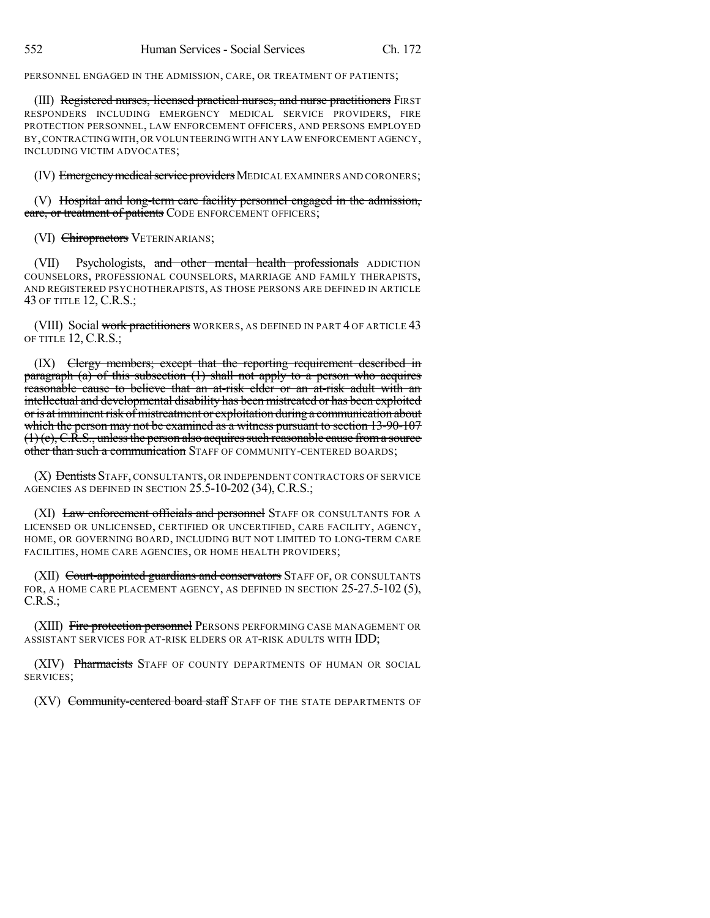PERSONNEL ENGAGED IN THE ADMISSION, CARE, OR TREATMENT OF PATIENTS;

(III) ~~Registered nurses, licensed practical nurses, and nurse practitioners~~ FIRST RESPONDERS INCLUDING EMERGENCY MEDICAL SERVICE PROVIDERS, FIRE PROTECTION PERSONNEL, LAW ENFORCEMENT OFFICERS, AND PERSONS EMPLOYED BY, CONTRACTING WITH, OR VOLUNTEERING WITH ANY LAW ENFORCEMENT AGENCY, INCLUDING VICTIM ADVOCATES;

(IV) ~~Emergency medical service providers~~ MEDICAL EXAMINERS AND CORONERS;

(V) ~~Hospital and long-term care facility personnel engaged in the admission, care, or treatment of patients~~ CODE ENFORCEMENT OFFICERS;

(VI) ~~Chiropractors~~ VETERINARIANS;

(VII) Psychologists, ~~and other mental health professionals~~ ADDICTION COUNSELORS, PROFESSIONAL COUNSELORS, MARRIAGE AND FAMILY THERAPISTS, AND REGISTERED PSYCHOTHERAPISTS, AS THOSE PERSONS ARE DEFINED IN ARTICLE 43 OF TITLE 12, C.R.S.;

(VIII) Social ~~work practitioners~~ WORKERS, AS DEFINED IN PART 4 OF ARTICLE 43 OF TITLE 12, C.R.S.;

(IX) ~~Clergy members; except that the reporting requirement described in paragraph (a) of this subsection (1) shall not apply to a person who acquires reasonable cause to believe that an at-risk elder or an at-risk adult with an intellectual and developmental disability has been mistreated or has been exploited or is at imminent risk of mistreatment or exploitation during a communication about which the person may not be examined as a witness pursuant to section 13-90-107 (1) (c), C.R.S., unless the person also acquires such reasonable cause from a source other than such a communication~~ STAFF OF COMMUNITY-CENTERED BOARDS;

(X) ~~Dentists~~ STAFF, CONSULTANTS, OR INDEPENDENT CONTRACTORS OF SERVICE AGENCIES AS DEFINED IN SECTION 25.5-10-202 (34), C.R.S.;

(XI) ~~Law enforcement officials and personnel~~ STAFF OR CONSULTANTS FOR A LICENSED OR UNLICENSED, CERTIFIED OR UNCERTIFIED, CARE FACILITY, AGENCY, HOME, OR GOVERNING BOARD, INCLUDING BUT NOT LIMITED TO LONG-TERM CARE FACILITIES, HOME CARE AGENCIES, OR HOME HEALTH PROVIDERS;

(XII) ~~Court-appointed guardians and conservators~~ STAFF OF, OR CONSULTANTS FOR, A HOME CARE PLACEMENT AGENCY, AS DEFINED IN SECTION 25-27.5-102 (5), C.R.S.;

(XIII) ~~Fire protection personnel~~ PERSONS PERFORMING CASE MANAGEMENT OR ASSISTANT SERVICES FOR AT-RISK ELDERS OR AT-RISK ADULTS WITH IDD;

(XIV) ~~Pharmacists~~ STAFF OF COUNTY DEPARTMENTS OF HUMAN OR SOCIAL SERVICES;

(XV) ~~Community-centered board staff~~ STAFF OF THE STATE DEPARTMENTS OF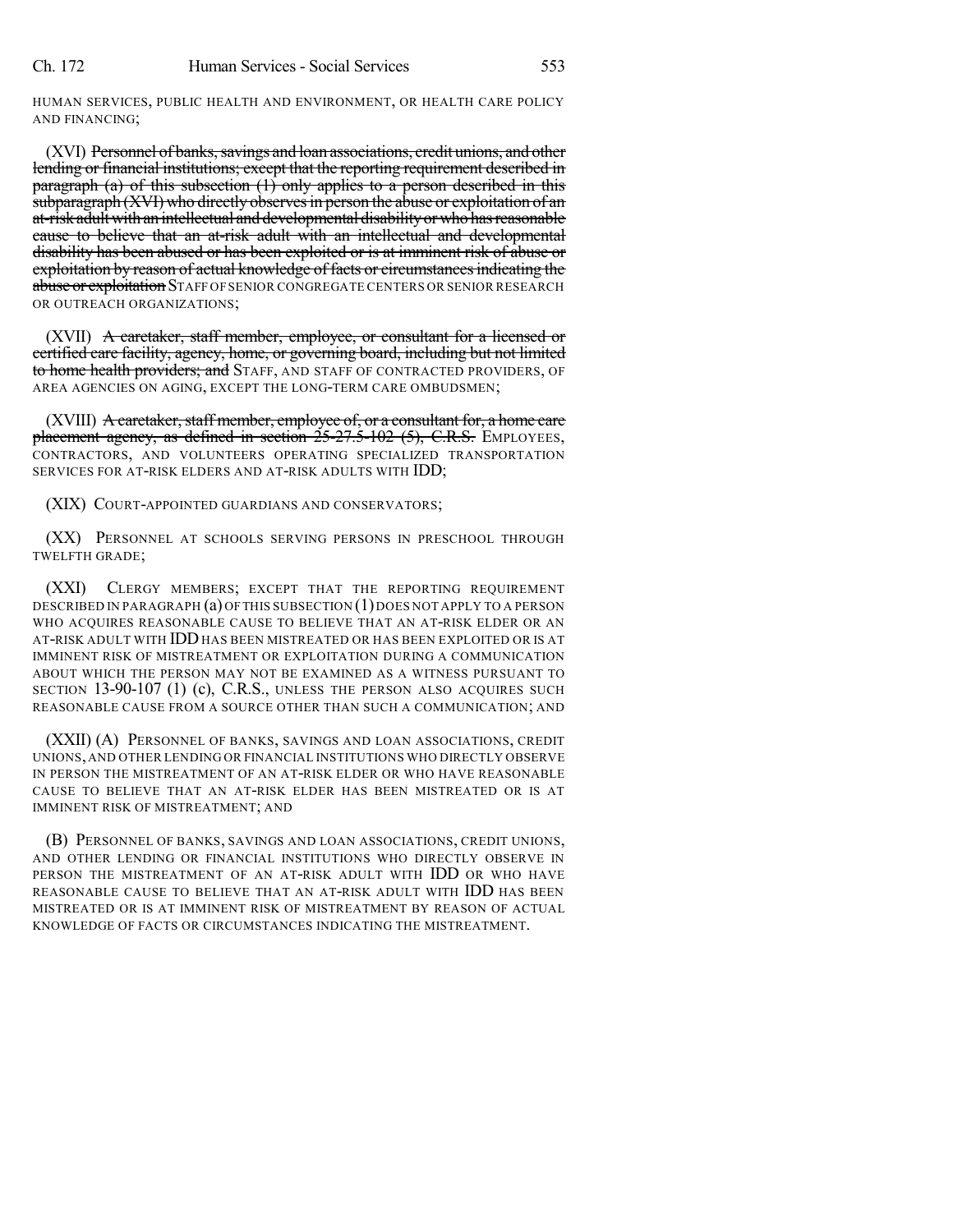HUMAN SERVICES, PUBLIC HEALTH AND ENVIRONMENT, OR HEALTH CARE POLICY AND FINANCING;

(XVI) ~~Personnel of banks, savings and loan associations, credit unions, and other lending or financial institutions; except that the reporting requirement described in paragraph (a) of this subsection (1) only applies to a person described in this subparagraph (XVI) who directly observes in person the abuse or exploitation of an at-risk adult with an intellectual and developmental disability or who has reasonable cause to believe that an at-risk adult with an intellectual and developmental disability has been abused or has been exploited or is at imminent risk of abuse or exploitation by reason of actual knowledge of facts or circumstances indicating the abuse or exploitation~~ STAFF OF SENIOR CONGREGATE CENTERS OR SENIOR RESEARCH OR OUTREACH ORGANIZATIONS;

(XVII) ~~A caretaker, staff member, employee, or consultant for a licensed or certified care facility, agency, home, or governing board, including but not limited to home health providers; and~~ STAFF, AND STAFF OF CONTRACTED PROVIDERS, OF AREA AGENCIES ON AGING, EXCEPT THE LONG-TERM CARE OMBUDSMEN;

(XVIII) ~~A caretaker, staff member, employee of, or a consultant for, a home care placement agency, as defined in section 25-27.5-102 (5), C.R.S.~~ EMPLOYEES, CONTRACTORS, AND VOLUNTEERS OPERATING SPECIALIZED TRANSPORTATION SERVICES FOR AT-RISK ELDERS AND AT-RISK ADULTS WITH IDD;

(XIX) COURT-APPOINTED GUARDIANS AND CONSERVATORS;

(XX) PERSONNEL AT SCHOOLS SERVING PERSONS IN PRESCHOOL THROUGH TWELFTH GRADE;

(XXI) CLERGY MEMBERS; EXCEPT THAT THE REPORTING REQUIREMENT DESCRIBED IN PARAGRAPH (a) OF THIS SUBSECTION (1) DOES NOT APPLY TO A PERSON WHO ACQUIRES REASONABLE CAUSE TO BELIEVE THAT AN AT-RISK ELDER OR AN AT-RISK ADULT WITH IDD HAS BEEN MISTREATED OR HAS BEEN EXPLOITED OR IS AT IMMINENT RISK OF MISTREATMENT OR EXPLOITATION DURING A COMMUNICATION ABOUT WHICH THE PERSON MAY NOT BE EXAMINED AS A WITNESS PURSUANT TO SECTION 13-90-107 (1) (c), C.R.S., UNLESS THE PERSON ALSO ACQUIRES SUCH REASONABLE CAUSE FROM A SOURCE OTHER THAN SUCH A COMMUNICATION; AND

(XXII) (A) PERSONNEL OF BANKS, SAVINGS AND LOAN ASSOCIATIONS, CREDIT UNIONS, AND OTHER LENDING OR FINANCIAL INSTITUTIONS WHO DIRECTLY OBSERVE IN PERSON THE MISTREATMENT OF AN AT-RISK ELDER OR WHO HAVE REASONABLE CAUSE TO BELIEVE THAT AN AT-RISK ELDER HAS BEEN MISTREATED OR IS AT IMMINENT RISK OF MISTREATMENT; AND

(B) PERSONNEL OF BANKS, SAVINGS AND LOAN ASSOCIATIONS, CREDIT UNIONS, AND OTHER LENDING OR FINANCIAL INSTITUTIONS WHO DIRECTLY OBSERVE IN PERSON THE MISTREATMENT OF AN AT-RISK ADULT WITH IDD OR WHO HAVE REASONABLE CAUSE TO BELIEVE THAT AN AT-RISK ADULT WITH IDD HAS BEEN MISTREATED OR IS AT IMMINENT RISK OF MISTREATMENT BY REASON OF ACTUAL KNOWLEDGE OF FACTS OR CIRCUMSTANCES INDICATING THE MISTREATMENT.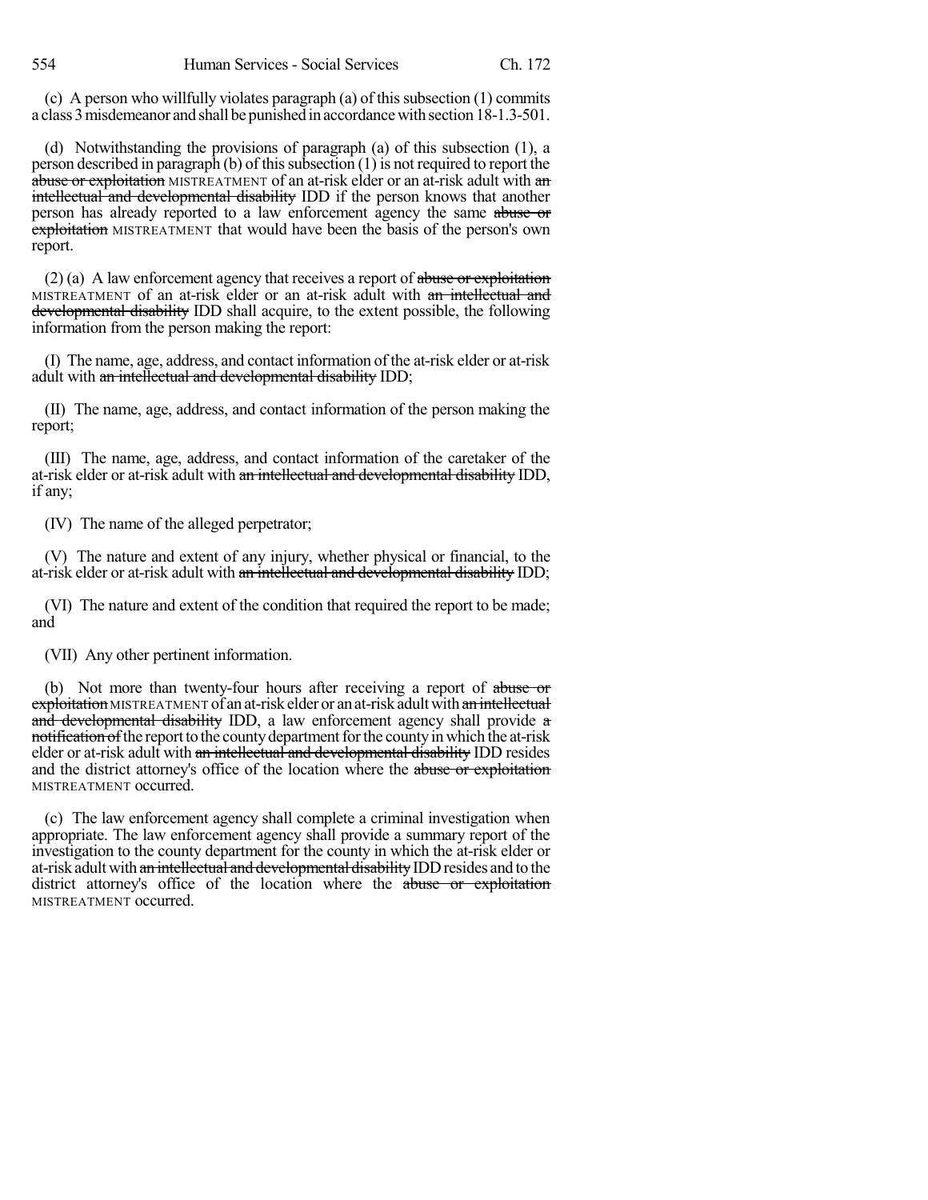(c) A person who willfully violates paragraph (a) of this subsection (1) commits a class 3 misdemeanor and shall be punished in accordance with section 18-1.3-501.

(d) Notwithstanding the provisions of paragraph (a) of this subsection (1), a person described in paragraph (b) of this subsection (1) is not required to report the ~~abuse or exploitation~~ MISTREATMENT of an at-risk elder or an at-risk adult with ~~an intellectual and developmental disability~~ IDD if the person knows that another person has already reported to a law enforcement agency the same ~~abuse or exploitation~~ MISTREATMENT that would have been the basis of the person's own report.

(2) (a) A law enforcement agency that receives a report of ~~abuse or exploitation~~ MISTREATMENT of an at-risk elder or an at-risk adult with ~~an intellectual and developmental disability~~ IDD shall acquire, to the extent possible, the following information from the person making the report:

(I) The name, age, address, and contact information of the at-risk elder or at-risk adult with ~~an intellectual and developmental disability~~ IDD;

(II) The name, age, address, and contact information of the person making the report;

(III) The name, age, address, and contact information of the caretaker of the at-risk elder or at-risk adult with ~~an intellectual and developmental disability~~ IDD, if any;

(IV) The name of the alleged perpetrator;

(V) The nature and extent of any injury, whether physical or financial, to the at-risk elder or at-risk adult with ~~an intellectual and developmental disability~~ IDD;

(VI) The nature and extent of the condition that required the report to be made; and

(VII) Any other pertinent information.

(b) Not more than twenty-four hours after receiving a report of ~~abuse or exploitation~~ MISTREATMENT of an at-risk elder or an at-risk adult with ~~an intellectual and developmental disability~~ IDD, a law enforcement agency shall provide ~~a notification of~~ the report to the county department for the county in which the at-risk elder or at-risk adult with ~~an intellectual and developmental disability~~ IDD resides and the district attorney's office of the location where the ~~abuse or exploitation~~ MISTREATMENT occurred.

(c) The law enforcement agency shall complete a criminal investigation when appropriate. The law enforcement agency shall provide a summary report of the investigation to the county department for the county in which the at-risk elder or at-risk adult with ~~an intellectual and developmental disability~~ IDD resides and to the district attorney's office of the location where the ~~abuse or exploitation~~ MISTREATMENT occurred.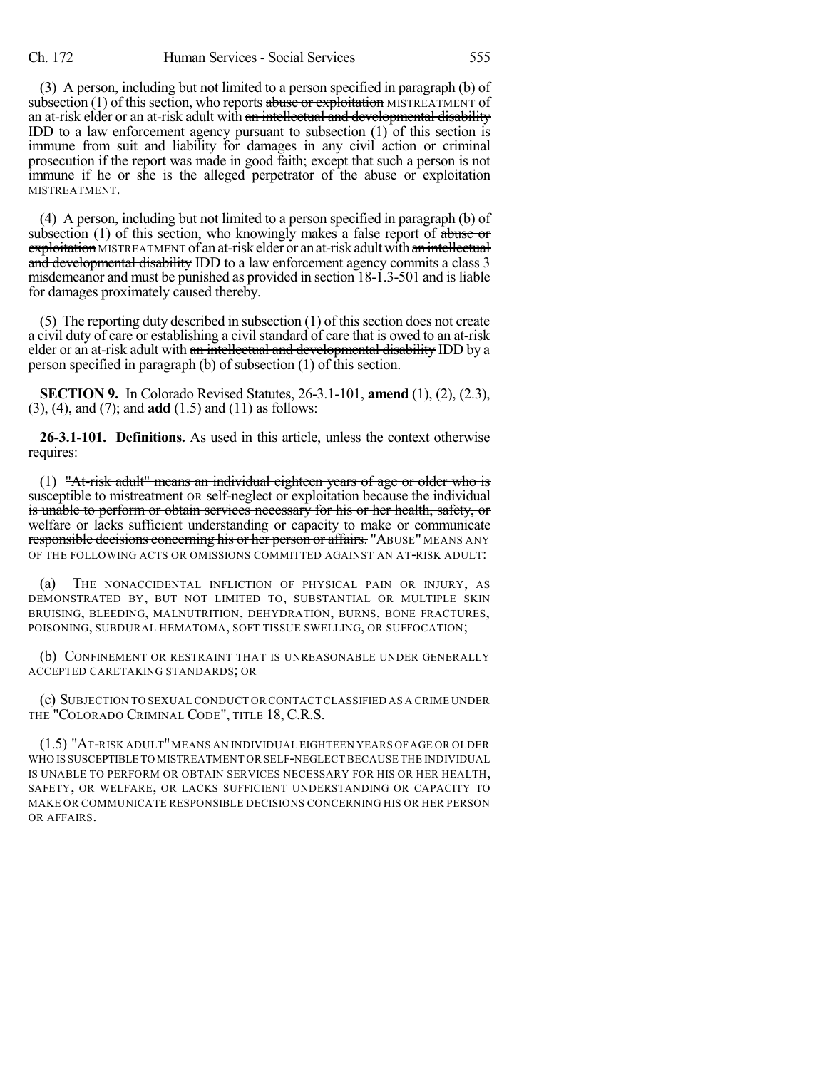(3) A person, including but not limited to a person specified in paragraph (b) of subsection (1) of this section, who reports ~~abuse or exploitation~~ MISTREATMENT of an at-risk elder or an at-risk adult with ~~an intellectual and developmental disability~~ IDD to a law enforcement agency pursuant to subsection (1) of this section is immune from suit and liability for damages in any civil action or criminal prosecution if the report was made in good faith; except that such a person is not immune if he or she is the alleged perpetrator of the ~~abuse or exploitation~~ MISTREATMENT.

(4) A person, including but not limited to a person specified in paragraph (b) of subsection (1) of this section, who knowingly makes a false report of ~~abuse or exploitation~~ MISTREATMENT of an at-risk elder or an at-risk adult with ~~an intellectual and developmental disability~~ IDD to a law enforcement agency commits a class 3 misdemeanor and must be punished as provided in section 18-1.3-501 and is liable for damages proximately caused thereby.

(5) The reporting duty described in subsection (1) of this section does not create a civil duty of care or establishing a civil standard of care that is owed to an at-risk elder or an at-risk adult with ~~an intellectual and developmental disability~~ IDD by a person specified in paragraph (b) of subsection (1) of this section.

**SECTION 9.** In Colorado Revised Statutes, 26-3.1-101, **amend** (1), (2), (2.3), (3), (4), and (7); and **add** (1.5) and (11) as follows:

**26-3.1-101. Definitions.** As used in this article, unless the context otherwise requires:

(1) ~~"At-risk adult" means an individual eighteen years of age or older who is susceptible to mistreatment~~ OR ~~self-neglect or exploitation because the individual is unable to perform or obtain services necessary for his or her health, safety, or welfare or lacks sufficient understanding or capacity to make or communicate responsible decisions concerning his or her person or affairs.~~ "ABUSE" MEANS ANY OF THE FOLLOWING ACTS OR OMISSIONS COMMITTED AGAINST AN AT-RISK ADULT:

(a) THE NONACCIDENTAL INFLICTION OF PHYSICAL PAIN OR INJURY, AS DEMONSTRATED BY, BUT NOT LIMITED TO, SUBSTANTIAL OR MULTIPLE SKIN BRUISING, BLEEDING, MALNUTRITION, DEHYDRATION, BURNS, BONE FRACTURES, POISONING, SUBDURAL HEMATOMA, SOFT TISSUE SWELLING, OR SUFFOCATION;

(b) CONFINEMENT OR RESTRAINT THAT IS UNREASONABLE UNDER GENERALLY ACCEPTED CARETAKING STANDARDS; OR

(c) SUBJECTION TO SEXUAL CONDUCT OR CONTACT CLASSIFIED AS A CRIME UNDER THE "COLORADO CRIMINAL CODE", TITLE 18, C.R.S.

(1.5) "AT-RISK ADULT" MEANS AN INDIVIDUAL EIGHTEEN YEARS OF AGE OR OLDER WHO IS SUSCEPTIBLE TO MISTREATMENT OR SELF-NEGLECT BECAUSE THE INDIVIDUAL IS UNABLE TO PERFORM OR OBTAIN SERVICES NECESSARY FOR HIS OR HER HEALTH, SAFETY, OR WELFARE, OR LACKS SUFFICIENT UNDERSTANDING OR CAPACITY TO MAKE OR COMMUNICATE RESPONSIBLE DECISIONS CONCERNING HIS OR HER PERSON OR AFFAIRS.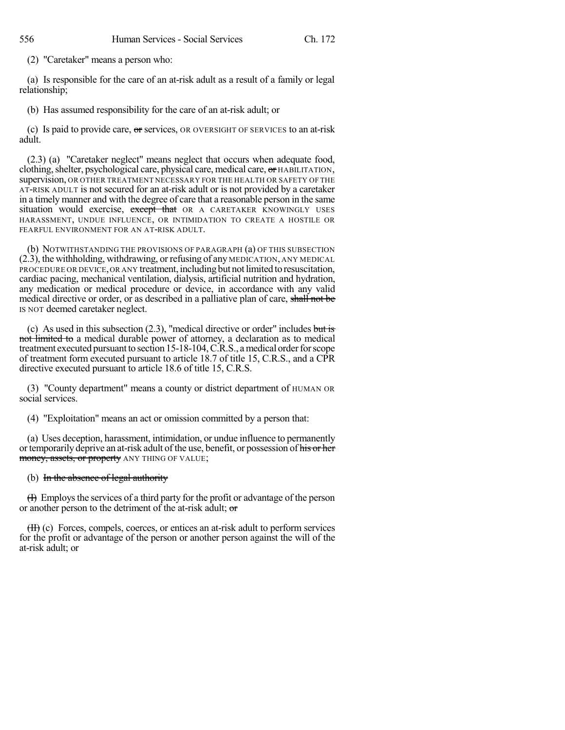(2) "Caretaker" means a person who:

(a) Is responsible for the care of an at-risk adult as a result of a family or legal relationship;

(b) Has assumed responsibility for the care of an at-risk adult; or

(c) Is paid to provide care, ~~or~~ services, OR OVERSIGHT OF SERVICES to an at-risk adult.

(2.3) (a) "Caretaker neglect" means neglect that occurs when adequate food, clothing, shelter, psychological care, physical care, medical care, ~~or~~ HABILITATION, supervision, OR OTHER TREATMENT NECESSARY FOR THE HEALTH OR SAFETY OF THE AT-RISK ADULT is not secured for an at-risk adult or is not provided by a caretaker in a timely manner and with the degree of care that a reasonable person in the same situation would exercise, ~~except that~~ OR A CARETAKER KNOWINGLY USES HARASSMENT, UNDUE INFLUENCE, OR INTIMIDATION TO CREATE A HOSTILE OR FEARFUL ENVIRONMENT FOR AN AT-RISK ADULT.

(b) NOTWITHSTANDING THE PROVISIONS OF PARAGRAPH (a) OF THIS SUBSECTION (2.3), the withholding, withdrawing, or refusing of any MEDICATION, ANY MEDICAL PROCEDURE OR DEVICE, OR ANY treatment, including but not limited to resuscitation, cardiac pacing, mechanical ventilation, dialysis, artificial nutrition and hydration, any medication or medical procedure or device, in accordance with any valid medical directive or order, or as described in a palliative plan of care, ~~shall not be~~ IS NOT deemed caretaker neglect.

(c) As used in this subsection (2.3), "medical directive or order" includes ~~but is not limited to~~ a medical durable power of attorney, a declaration as to medical treatment executed pursuant to section 15-18-104, C.R.S., a medical order for scope of treatment form executed pursuant to article 18.7 of title 15, C.R.S., and a CPR directive executed pursuant to article 18.6 of title 15, C.R.S.

(3) "County department" means a county or district department of HUMAN OR social services.

(4) "Exploitation" means an act or omission committed by a person that:

(a) Uses deception, harassment, intimidation, or undue influence to permanently or temporarily deprive an at-risk adult of the use, benefit, or possession of ~~his or her money, assets, or property~~ ANY THING OF VALUE;

(b) ~~In the absence of legal authority~~

~~(I)~~ Employs the services of a third party for the profit or advantage of the person or another person to the detriment of the at-risk adult; ~~or~~

~~(II)~~ (c) Forces, compels, coerces, or entices an at-risk adult to perform services for the profit or advantage of the person or another person against the will of the at-risk adult; or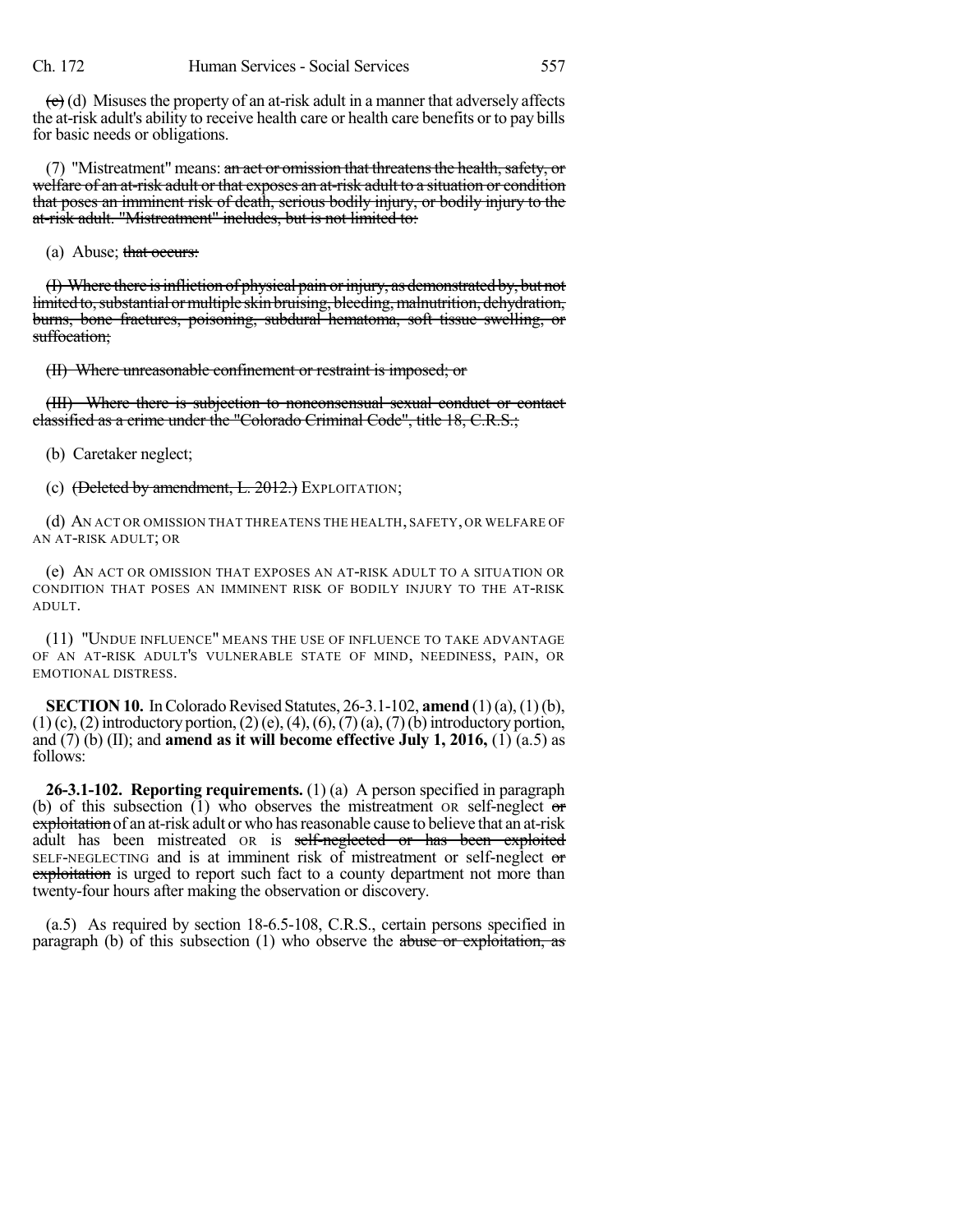~~(c)~~ (d) Misuses the property of an at-risk adult in a manner that adversely affects the at-risk adult's ability to receive health care or health care benefits or to pay bills for basic needs or obligations.

(7) "Mistreatment" means: ~~an act or omission that threatens the health, safety, or welfare of an at-risk adult or that exposes an at-risk adult to a situation or condition that poses an imminent risk of death, serious bodily injury, or bodily injury to the at-risk adult. "Mistreatment" includes, but is not limited to:~~

(a) Abuse; ~~that occurs:~~

~~(I) Where there is infliction of physical pain or injury, as demonstrated by, but not limited to, substantial or multiple skin bruising, bleeding, malnutrition, dehydration, burns, bone fractures, poisoning, subdural hematoma, soft tissue swelling, or suffocation;~~

~~(II) Where unreasonable confinement or restraint is imposed; or~~

~~(III) Where there is subjection to nonconsensual sexual conduct or contact classified as a crime under the "Colorado Criminal Code", title 18, C.R.S.;~~

(b) Caretaker neglect;

(c) ~~(Deleted by amendment, L. 2012.)~~ EXPLOITATION;

(d) AN ACT OR OMISSION THAT THREATENS THE HEALTH, SAFETY, OR WELFARE OF AN AT-RISK ADULT; OR

(e) AN ACT OR OMISSION THAT EXPOSES AN AT-RISK ADULT TO A SITUATION OR CONDITION THAT POSES AN IMMINENT RISK OF BODILY INJURY TO THE AT-RISK ADULT.

(11) "UNDUE INFLUENCE" MEANS THE USE OF INFLUENCE TO TAKE ADVANTAGE OF AN AT-RISK ADULT'S VULNERABLE STATE OF MIND, NEEDINESS, PAIN, OR EMOTIONAL DISTRESS.

**SECTION 10.** In Colorado Revised Statutes, 26-3.1-102, **amend** (1) (a), (1) (b), (1) (c), (2) introductory portion, (2) (e), (4), (6), (7) (a), (7) (b) introductory portion, and (7) (b) (II); and **amend as it will become effective July 1, 2016,** (1) (a.5) as follows:

**26-3.1-102. Reporting requirements.** (1) (a) A person specified in paragraph (b) of this subsection (1) who observes the mistreatment OR self-neglect ~~or exploitation~~ of an at-risk adult or who has reasonable cause to believe that an at-risk adult has been mistreated OR is ~~self-neglected or has been exploited~~ SELF-NEGLECTING and is at imminent risk of mistreatment or self-neglect ~~or exploitation~~ is urged to report such fact to a county department not more than twenty-four hours after making the observation or discovery.

(a.5) As required by section 18-6.5-108, C.R.S., certain persons specified in paragraph (b) of this subsection (1) who observe the ~~abuse or exploitation, as~~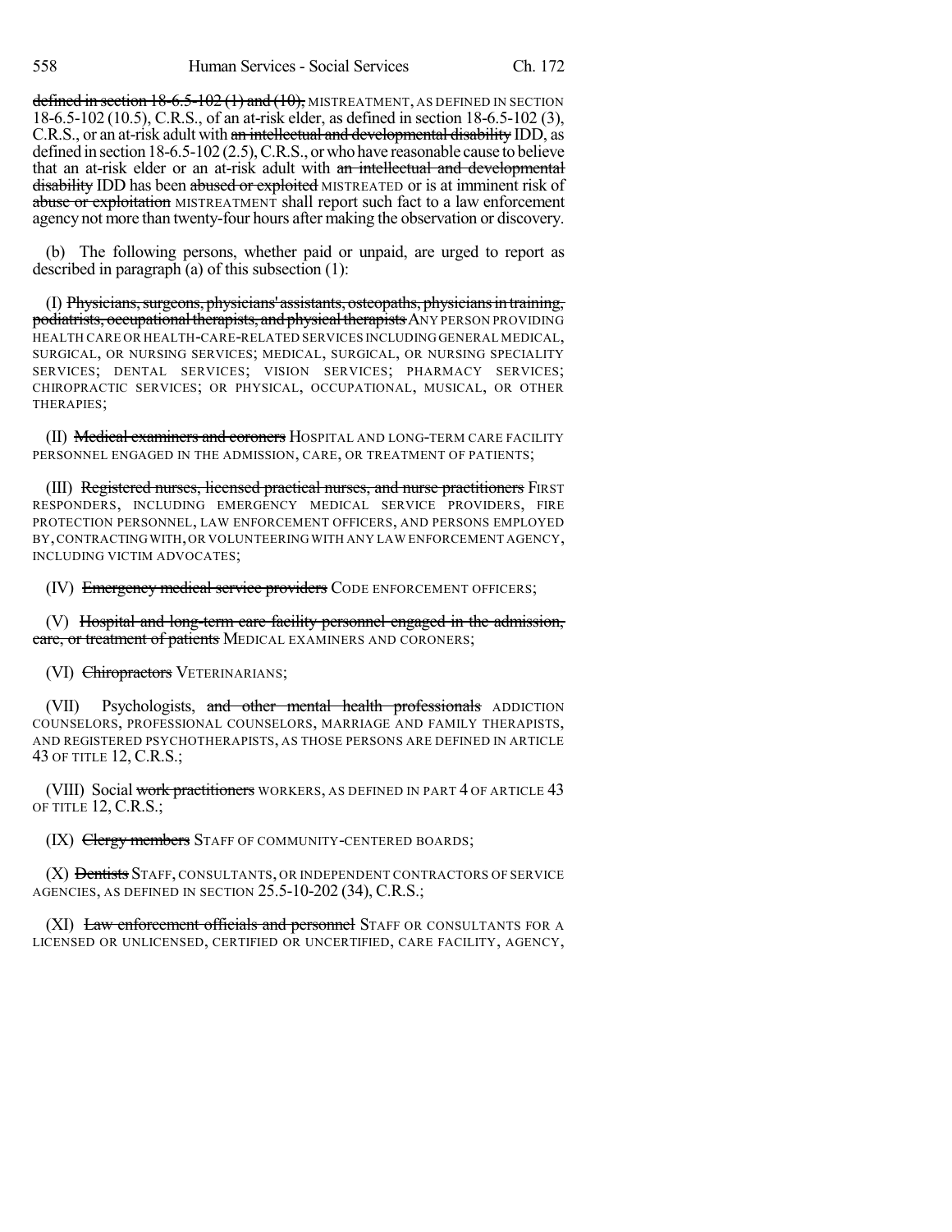defined in section 18-6.5-102 (1) and (10), MISTREATMENT, AS DEFINED IN SECTION 18-6.5-102 (10.5), C.R.S., of an at-risk elder, as defined in section 18-6.5-102 (3), C.R.S., or an at-risk adult with an intellectual and developmental disability IDD, as defined in section 18-6.5-102 (2.5), C.R.S., or who have reasonable cause to believe that an at-risk elder or an at-risk adult with an intellectual and developmental disability IDD has been abused or exploited MISTREATED or is at imminent risk of abuse or exploitation MISTREATMENT shall report such fact to a law enforcement agency not more than twenty-four hours after making the observation or discovery.

(b) The following persons, whether paid or unpaid, are urged to report as described in paragraph (a) of this subsection (1):

(I) Physicians, surgeons, physicians' assistants, osteopaths, physicians in training, podiatrists, occupational therapists, and physical therapists ANY PERSON PROVIDING HEALTH CARE OR HEALTH-CARE-RELATED SERVICES INCLUDING GENERAL MEDICAL, SURGICAL, OR NURSING SERVICES; MEDICAL, SURGICAL, OR NURSING SPECIALITY SERVICES; DENTAL SERVICES; VISION SERVICES; PHARMACY SERVICES; CHIROPRACTIC SERVICES; OR PHYSICAL, OCCUPATIONAL, MUSICAL, OR OTHER THERAPIES;

(II) Medical examiners and coroners HOSPITAL AND LONG-TERM CARE FACILITY PERSONNEL ENGAGED IN THE ADMISSION, CARE, OR TREATMENT OF PATIENTS;

(III) Registered nurses, licensed practical nurses, and nurse practitioners FIRST RESPONDERS, INCLUDING EMERGENCY MEDICAL SERVICE PROVIDERS, FIRE PROTECTION PERSONNEL, LAW ENFORCEMENT OFFICERS, AND PERSONS EMPLOYED BY, CONTRACTING WITH, OR VOLUNTEERING WITH ANY LAW ENFORCEMENT AGENCY, INCLUDING VICTIM ADVOCATES;

(IV) Emergency medical service providers CODE ENFORCEMENT OFFICERS;

(V) Hospital and long-term care facility personnel engaged in the admission, care, or treatment of patients MEDICAL EXAMINERS AND CORONERS;

(VI) Chiropractors VETERINARIANS;

(VII) Psychologists, and other mental health professionals ADDICTION COUNSELORS, PROFESSIONAL COUNSELORS, MARRIAGE AND FAMILY THERAPISTS, AND REGISTERED PSYCHOTHERAPISTS, AS THOSE PERSONS ARE DEFINED IN ARTICLE 43 OF TITLE 12, C.R.S.;

(VIII) Social work practitioners WORKERS, AS DEFINED IN PART 4 OF ARTICLE 43 OF TITLE 12, C.R.S.;

(IX) Clergy members STAFF OF COMMUNITY-CENTERED BOARDS;

(X) Dentists STAFF, CONSULTANTS, OR INDEPENDENT CONTRACTORS OF SERVICE AGENCIES, AS DEFINED IN SECTION 25.5-10-202 (34), C.R.S.;

(XI) Law enforcement officials and personnel STAFF OR CONSULTANTS FOR A LICENSED OR UNLICENSED, CERTIFIED OR UNCERTIFIED, CARE FACILITY, AGENCY,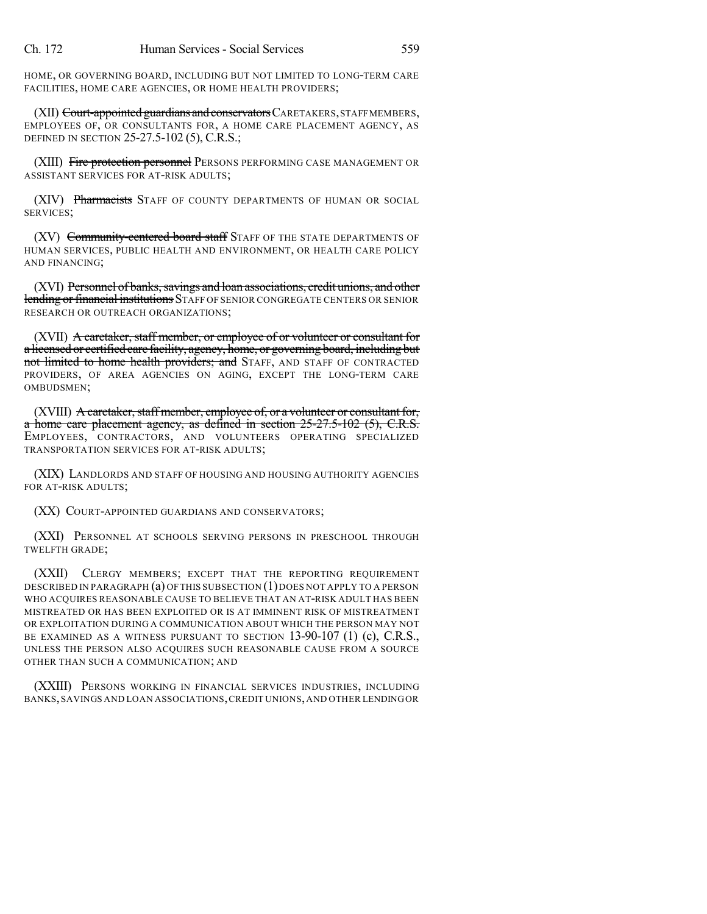HOME, OR GOVERNING BOARD, INCLUDING BUT NOT LIMITED TO LONG-TERM CARE FACILITIES, HOME CARE AGENCIES, OR HOME HEALTH PROVIDERS;

(XII) ~~Court-appointed guardians and conservators~~ CARETAKERS, STAFF MEMBERS, EMPLOYEES OF, OR CONSULTANTS FOR, A HOME CARE PLACEMENT AGENCY, AS DEFINED IN SECTION 25-27.5-102 (5), C.R.S.;

(XIII) ~~Fire protection personnel~~ PERSONS PERFORMING CASE MANAGEMENT OR ASSISTANT SERVICES FOR AT-RISK ADULTS;

(XIV) ~~Pharmacists~~ STAFF OF COUNTY DEPARTMENTS OF HUMAN OR SOCIAL SERVICES;

(XV) ~~Community-centered board staff~~ STAFF OF THE STATE DEPARTMENTS OF HUMAN SERVICES, PUBLIC HEALTH AND ENVIRONMENT, OR HEALTH CARE POLICY AND FINANCING;

(XVI) ~~Personnel of banks, savings and loan associations, credit unions, and other lending or financial institutions~~ STAFF OF SENIOR CONGREGATE CENTERS OR SENIOR RESEARCH OR OUTREACH ORGANIZATIONS;

(XVII) ~~A caretaker, staff member, or employee of or volunteer or consultant for a licensed or certified care facility, agency, home, or governing board, including but not limited to home health providers; and~~ STAFF, AND STAFF OF CONTRACTED PROVIDERS, OF AREA AGENCIES ON AGING, EXCEPT THE LONG-TERM CARE OMBUDSMEN;

(XVIII) ~~A caretaker, staff member, employee of, or a volunteer or consultant for, a home care placement agency, as defined in section 25-27.5-102 (5), C.R.S.~~ EMPLOYEES, CONTRACTORS, AND VOLUNTEERS OPERATING SPECIALIZED TRANSPORTATION SERVICES FOR AT-RISK ADULTS;

(XIX) LANDLORDS AND STAFF OF HOUSING AND HOUSING AUTHORITY AGENCIES FOR AT-RISK ADULTS;

(XX) COURT-APPOINTED GUARDIANS AND CONSERVATORS;

(XXI) PERSONNEL AT SCHOOLS SERVING PERSONS IN PRESCHOOL THROUGH TWELFTH GRADE;

(XXII) CLERGY MEMBERS; EXCEPT THAT THE REPORTING REQUIREMENT DESCRIBED IN PARAGRAPH (a) OF THIS SUBSECTION (1) DOES NOT APPLY TO A PERSON WHO ACQUIRES REASONABLE CAUSE TO BELIEVE THAT AN AT-RISK ADULT HAS BEEN MISTREATED OR HAS BEEN EXPLOITED OR IS AT IMMINENT RISK OF MISTREATMENT OR EXPLOITATION DURING A COMMUNICATION ABOUT WHICH THE PERSON MAY NOT BE EXAMINED AS A WITNESS PURSUANT TO SECTION 13-90-107 (1) (c), C.R.S., UNLESS THE PERSON ALSO ACQUIRES SUCH REASONABLE CAUSE FROM A SOURCE OTHER THAN SUCH A COMMUNICATION; AND

(XXIII) PERSONS WORKING IN FINANCIAL SERVICES INDUSTRIES, INCLUDING BANKS, SAVINGS AND LOAN ASSOCIATIONS, CREDIT UNIONS, AND OTHER LENDING OR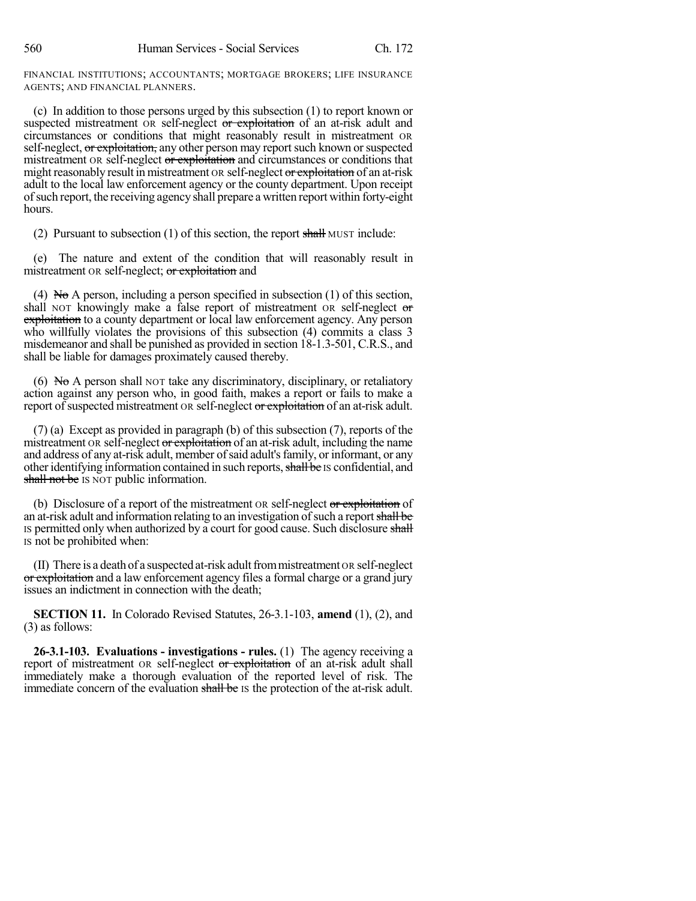FINANCIAL INSTITUTIONS; ACCOUNTANTS; MORTGAGE BROKERS; LIFE INSURANCE AGENTS; AND FINANCIAL PLANNERS.

(c) In addition to those persons urged by this subsection (1) to report known or suspected mistreatment OR self-neglect ~~or exploitation~~ of an at-risk adult and circumstances or conditions that might reasonably result in mistreatment OR self-neglect, ~~or exploitation,~~ any other person may report such known or suspected mistreatment OR self-neglect ~~or exploitation~~ and circumstances or conditions that might reasonably result in mistreatment OR self-neglect ~~or exploitation~~ of an at-risk adult to the local law enforcement agency or the county department. Upon receipt of such report, the receiving agency shall prepare a written report within forty-eight hours.

(2) Pursuant to subsection (1) of this section, the report ~~shall~~ MUST include:

(e) The nature and extent of the condition that will reasonably result in mistreatment OR self-neglect; ~~or exploitation~~ and

(4) ~~No~~ A person, including a person specified in subsection (1) of this section, shall NOT knowingly make a false report of mistreatment OR self-neglect ~~or exploitation~~ to a county department or local law enforcement agency. Any person who willfully violates the provisions of this subsection (4) commits a class 3 misdemeanor and shall be punished as provided in section 18-1.3-501, C.R.S., and shall be liable for damages proximately caused thereby.

(6) ~~No~~ A person shall NOT take any discriminatory, disciplinary, or retaliatory action against any person who, in good faith, makes a report or fails to make a report of suspected mistreatment OR self-neglect ~~or exploitation~~ of an at-risk adult.

(7) (a) Except as provided in paragraph (b) of this subsection (7), reports of the mistreatment OR self-neglect ~~or exploitation~~ of an at-risk adult, including the name and address of any at-risk adult, member of said adult's family, or informant, or any other identifying information contained in such reports, ~~shall be~~ IS confidential, and ~~shall not be~~ IS NOT public information.

(b) Disclosure of a report of the mistreatment OR self-neglect ~~or exploitation~~ of an at-risk adult and information relating to an investigation of such a report ~~shall be~~ IS permitted only when authorized by a court for good cause. Such disclosure ~~shall~~ IS not ~~be~~ prohibited when:

(II) There is a death of a suspected at-risk adult from mistreatment OR self-neglect ~~or exploitation~~ and a law enforcement agency files a formal charge or a grand jury issues an indictment in connection with the death;

**SECTION 11.** In Colorado Revised Statutes, 26-3.1-103, **amend** (1), (2), and (3) as follows:

**26-3.1-103. Evaluations - investigations - rules.** (1) The agency receiving a report of mistreatment OR self-neglect ~~or exploitation~~ of an at-risk adult shall immediately make a thorough evaluation of the reported level of risk. The immediate concern of the evaluation ~~shall be~~ IS the protection of the at-risk adult.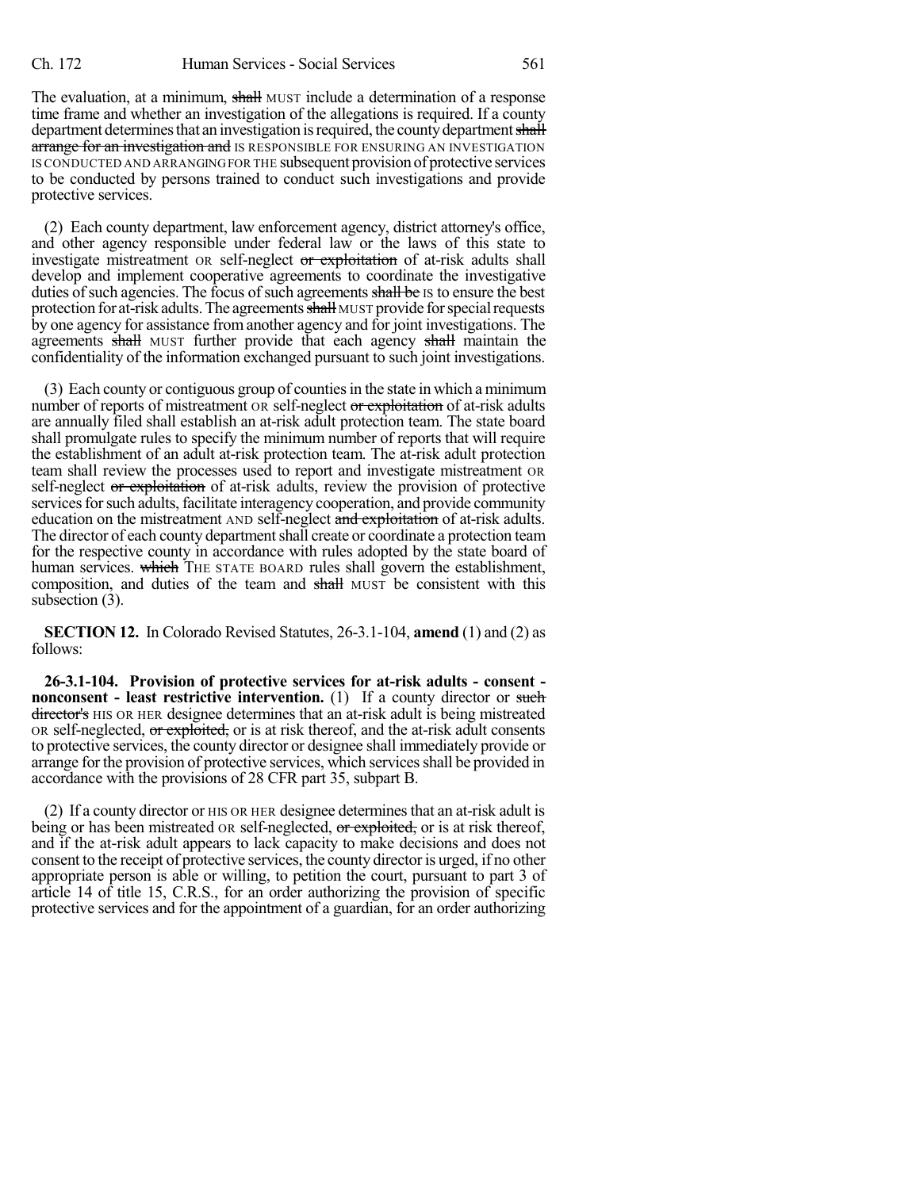The evaluation, at a minimum, ~~shall~~ MUST include a determination of a response time frame and whether an investigation of the allegations is required. If a county department determines that an investigation is required, the county department ~~shall arrange for an investigation and~~ IS RESPONSIBLE FOR ENSURING AN INVESTIGATION IS CONDUCTED AND ARRANGING FOR THE subsequent provision of protective services to be conducted by persons trained to conduct such investigations and provide protective services.

(2) Each county department, law enforcement agency, district attorney's office, and other agency responsible under federal law or the laws of this state to investigate mistreatment OR self-neglect ~~or exploitation~~ of at-risk adults shall develop and implement cooperative agreements to coordinate the investigative duties of such agencies. The focus of such agreements ~~shall be~~ IS to ensure the best protection for at-risk adults. The agreements ~~shall~~ MUST provide for special requests by one agency for assistance from another agency and for joint investigations. The agreements ~~shall~~ MUST further provide that each agency ~~shall~~ maintain the confidentiality of the information exchanged pursuant to such joint investigations.

(3) Each county or contiguous group of counties in the state in which a minimum number of reports of mistreatment OR self-neglect ~~or exploitation~~ of at-risk adults are annually filed shall establish an at-risk adult protection team. The state board shall promulgate rules to specify the minimum number of reports that will require the establishment of an adult at-risk protection team. The at-risk adult protection team shall review the processes used to report and investigate mistreatment OR self-neglect ~~or exploitation~~ of at-risk adults, review the provision of protective services for such adults, facilitate interagency cooperation, and provide community education on the mistreatment AND self-neglect ~~and exploitation~~ of at-risk adults. The director of each county department shall create or coordinate a protection team for the respective county in accordance with rules adopted by the state board of human services. ~~which~~ THE STATE BOARD rules shall govern the establishment, composition, and duties of the team and ~~shall~~ MUST be consistent with this subsection (3).

**SECTION 12.** In Colorado Revised Statutes, 26-3.1-104, **amend** (1) and (2) as follows:

**26-3.1-104. Provision of protective services for at-risk adults - consent - nonconsent - least restrictive intervention.** (1) If a county director or ~~such director's~~ HIS OR HER designee determines that an at-risk adult is being mistreated OR self-neglected, ~~or exploited,~~ or is at risk thereof, and the at-risk adult consents to protective services, the county director or designee shall immediately provide or arrange for the provision of protective services, which services shall be provided in accordance with the provisions of 28 CFR part 35, subpart B.

(2) If a county director or HIS OR HER designee determines that an at-risk adult is being or has been mistreated OR self-neglected, ~~or exploited,~~ or is at risk thereof, and if the at-risk adult appears to lack capacity to make decisions and does not consent to the receipt of protective services, the county director is urged, if no other appropriate person is able or willing, to petition the court, pursuant to part 3 of article 14 of title 15, C.R.S., for an order authorizing the provision of specific protective services and for the appointment of a guardian, for an order authorizing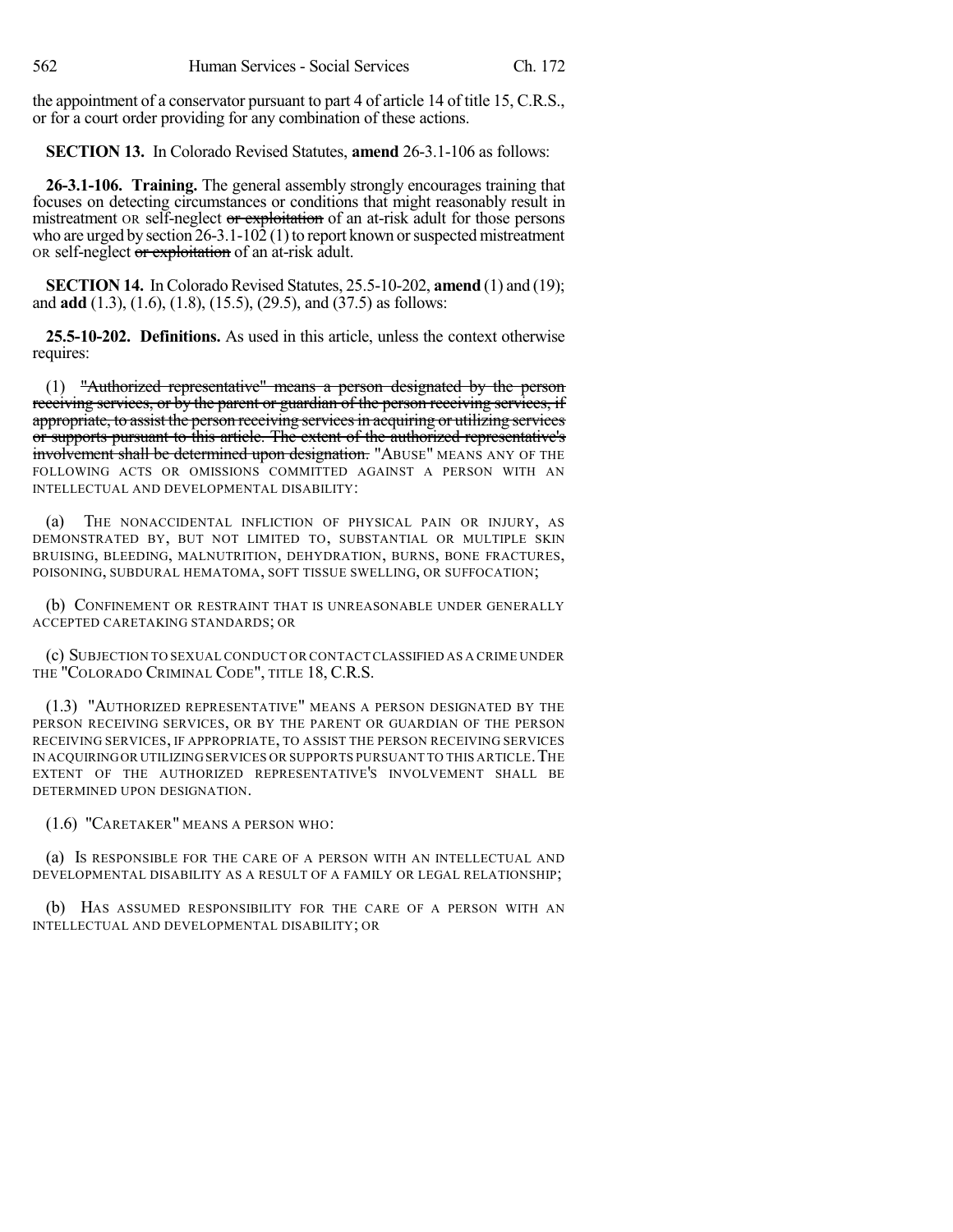the appointment of a conservator pursuant to part 4 of article 14 of title 15, C.R.S., or for a court order providing for any combination of these actions.

**SECTION 13.** In Colorado Revised Statutes, **amend** 26-3.1-106 as follows:

**26-3.1-106. Training.** The general assembly strongly encourages training that focuses on detecting circumstances or conditions that might reasonably result in mistreatment OR self-neglect ~~or exploitation~~ of an at-risk adult for those persons who are urged by section 26-3.1-102 (1) to report known or suspected mistreatment OR self-neglect ~~or exploitation~~ of an at-risk adult.

**SECTION 14.** In Colorado Revised Statutes, 25.5-10-202, **amend** (1) and (19); and **add** (1.3), (1.6), (1.8), (15.5), (29.5), and (37.5) as follows:

**25.5-10-202. Definitions.** As used in this article, unless the context otherwise requires:

(1) ~~"Authorized representative" means a person designated by the person receiving services, or by the parent or guardian of the person receiving services, if appropriate, to assist the person receiving services in acquiring or utilizing services or supports pursuant to this article. The extent of the authorized representative's involvement shall be determined upon designation.~~ "ABUSE" MEANS ANY OF THE FOLLOWING ACTS OR OMISSIONS COMMITTED AGAINST A PERSON WITH AN INTELLECTUAL AND DEVELOPMENTAL DISABILITY:

(a) THE NONACCIDENTAL INFLICTION OF PHYSICAL PAIN OR INJURY, AS DEMONSTRATED BY, BUT NOT LIMITED TO, SUBSTANTIAL OR MULTIPLE SKIN BRUISING, BLEEDING, MALNUTRITION, DEHYDRATION, BURNS, BONE FRACTURES, POISONING, SUBDURAL HEMATOMA, SOFT TISSUE SWELLING, OR SUFFOCATION;

(b) CONFINEMENT OR RESTRAINT THAT IS UNREASONABLE UNDER GENERALLY ACCEPTED CARETAKING STANDARDS; OR

(c) SUBJECTION TO SEXUAL CONDUCT OR CONTACT CLASSIFIED AS A CRIME UNDER THE "COLORADO CRIMINAL CODE", TITLE 18, C.R.S.

(1.3) "AUTHORIZED REPRESENTATIVE" MEANS A PERSON DESIGNATED BY THE PERSON RECEIVING SERVICES, OR BY THE PARENT OR GUARDIAN OF THE PERSON RECEIVING SERVICES, IF APPROPRIATE, TO ASSIST THE PERSON RECEIVING SERVICES IN ACQUIRING OR UTILIZING SERVICES OR SUPPORTS PURSUANT TO THIS ARTICLE. THE EXTENT OF THE AUTHORIZED REPRESENTATIVE'S INVOLVEMENT SHALL BE DETERMINED UPON DESIGNATION.

(1.6) "CARETAKER" MEANS A PERSON WHO:

(a) IS RESPONSIBLE FOR THE CARE OF A PERSON WITH AN INTELLECTUAL AND DEVELOPMENTAL DISABILITY AS A RESULT OF A FAMILY OR LEGAL RELATIONSHIP;

(b) HAS ASSUMED RESPONSIBILITY FOR THE CARE OF A PERSON WITH AN INTELLECTUAL AND DEVELOPMENTAL DISABILITY; OR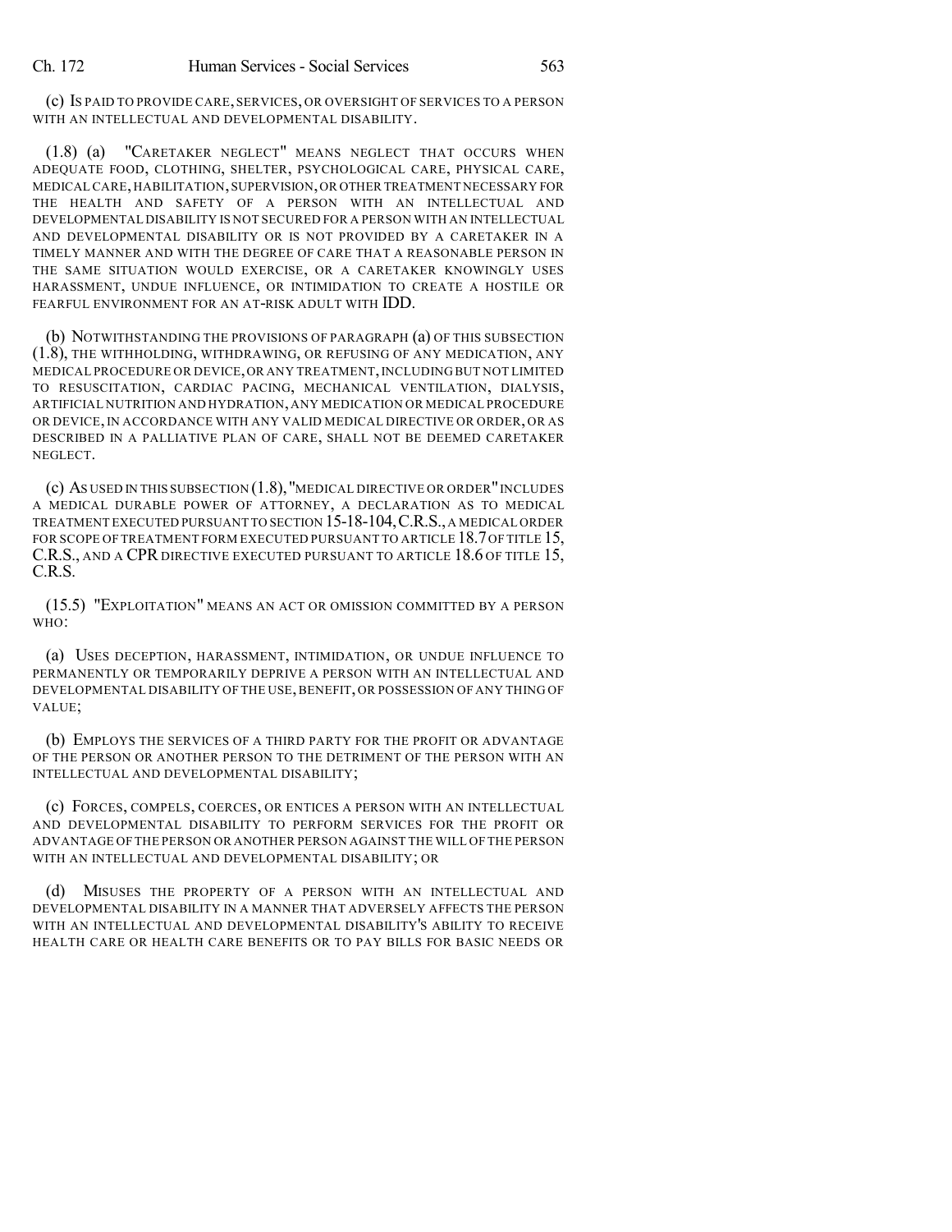(c) IS PAID TO PROVIDE CARE, SERVICES, OR OVERSIGHT OF SERVICES TO A PERSON WITH AN INTELLECTUAL AND DEVELOPMENTAL DISABILITY.

(1.8) (a) "CARETAKER NEGLECT" MEANS NEGLECT THAT OCCURS WHEN ADEQUATE FOOD, CLOTHING, SHELTER, PSYCHOLOGICAL CARE, PHYSICAL CARE, MEDICAL CARE, HABILITATION, SUPERVISION, OR OTHER TREATMENT NECESSARY FOR THE HEALTH AND SAFETY OF A PERSON WITH AN INTELLECTUAL AND DEVELOPMENTAL DISABILITY IS NOT SECURED FOR A PERSON WITH AN INTELLECTUAL AND DEVELOPMENTAL DISABILITY OR IS NOT PROVIDED BY A CARETAKER IN A TIMELY MANNER AND WITH THE DEGREE OF CARE THAT A REASONABLE PERSON IN THE SAME SITUATION WOULD EXERCISE, OR A CARETAKER KNOWINGLY USES HARASSMENT, UNDUE INFLUENCE, OR INTIMIDATION TO CREATE A HOSTILE OR FEARFUL ENVIRONMENT FOR AN AT-RISK ADULT WITH IDD.

(b) NOTWITHSTANDING THE PROVISIONS OF PARAGRAPH (a) OF THIS SUBSECTION (1.8), THE WITHHOLDING, WITHDRAWING, OR REFUSING OF ANY MEDICATION, ANY MEDICAL PROCEDURE OR DEVICE, OR ANY TREATMENT, INCLUDING BUT NOT LIMITED TO RESUSCITATION, CARDIAC PACING, MECHANICAL VENTILATION, DIALYSIS, ARTIFICIAL NUTRITION AND HYDRATION, ANY MEDICATION OR MEDICAL PROCEDURE OR DEVICE, IN ACCORDANCE WITH ANY VALID MEDICAL DIRECTIVE OR ORDER, OR AS DESCRIBED IN A PALLIATIVE PLAN OF CARE, SHALL NOT BE DEEMED CARETAKER NEGLECT.

(c) AS USED IN THIS SUBSECTION (1.8), "MEDICAL DIRECTIVE OR ORDER" INCLUDES A MEDICAL DURABLE POWER OF ATTORNEY, A DECLARATION AS TO MEDICAL TREATMENT EXECUTED PURSUANT TO SECTION 15-18-104, C.R.S., A MEDICAL ORDER FOR SCOPE OF TREATMENT FORM EXECUTED PURSUANT TO ARTICLE 18.7 OF TITLE 15, C.R.S., AND A CPR DIRECTIVE EXECUTED PURSUANT TO ARTICLE 18.6 OF TITLE 15, C.R.S.

(15.5) "EXPLOITATION" MEANS AN ACT OR OMISSION COMMITTED BY A PERSON WHO:

(a) USES DECEPTION, HARASSMENT, INTIMIDATION, OR UNDUE INFLUENCE TO PERMANENTLY OR TEMPORARILY DEPRIVE A PERSON WITH AN INTELLECTUAL AND DEVELOPMENTAL DISABILITY OF THE USE, BENEFIT, OR POSSESSION OF ANY THING OF VALUE;

(b) EMPLOYS THE SERVICES OF A THIRD PARTY FOR THE PROFIT OR ADVANTAGE OF THE PERSON OR ANOTHER PERSON TO THE DETRIMENT OF THE PERSON WITH AN INTELLECTUAL AND DEVELOPMENTAL DISABILITY;

(c) FORCES, COMPELS, COERCES, OR ENTICES A PERSON WITH AN INTELLECTUAL AND DEVELOPMENTAL DISABILITY TO PERFORM SERVICES FOR THE PROFIT OR ADVANTAGE OF THE PERSON OR ANOTHER PERSON AGAINST THE WILL OF THE PERSON WITH AN INTELLECTUAL AND DEVELOPMENTAL DISABILITY; OR

(d) MISUSES THE PROPERTY OF A PERSON WITH AN INTELLECTUAL AND DEVELOPMENTAL DISABILITY IN A MANNER THAT ADVERSELY AFFECTS THE PERSON WITH AN INTELLECTUAL AND DEVELOPMENTAL DISABILITY'S ABILITY TO RECEIVE HEALTH CARE OR HEALTH CARE BENEFITS OR TO PAY BILLS FOR BASIC NEEDS OR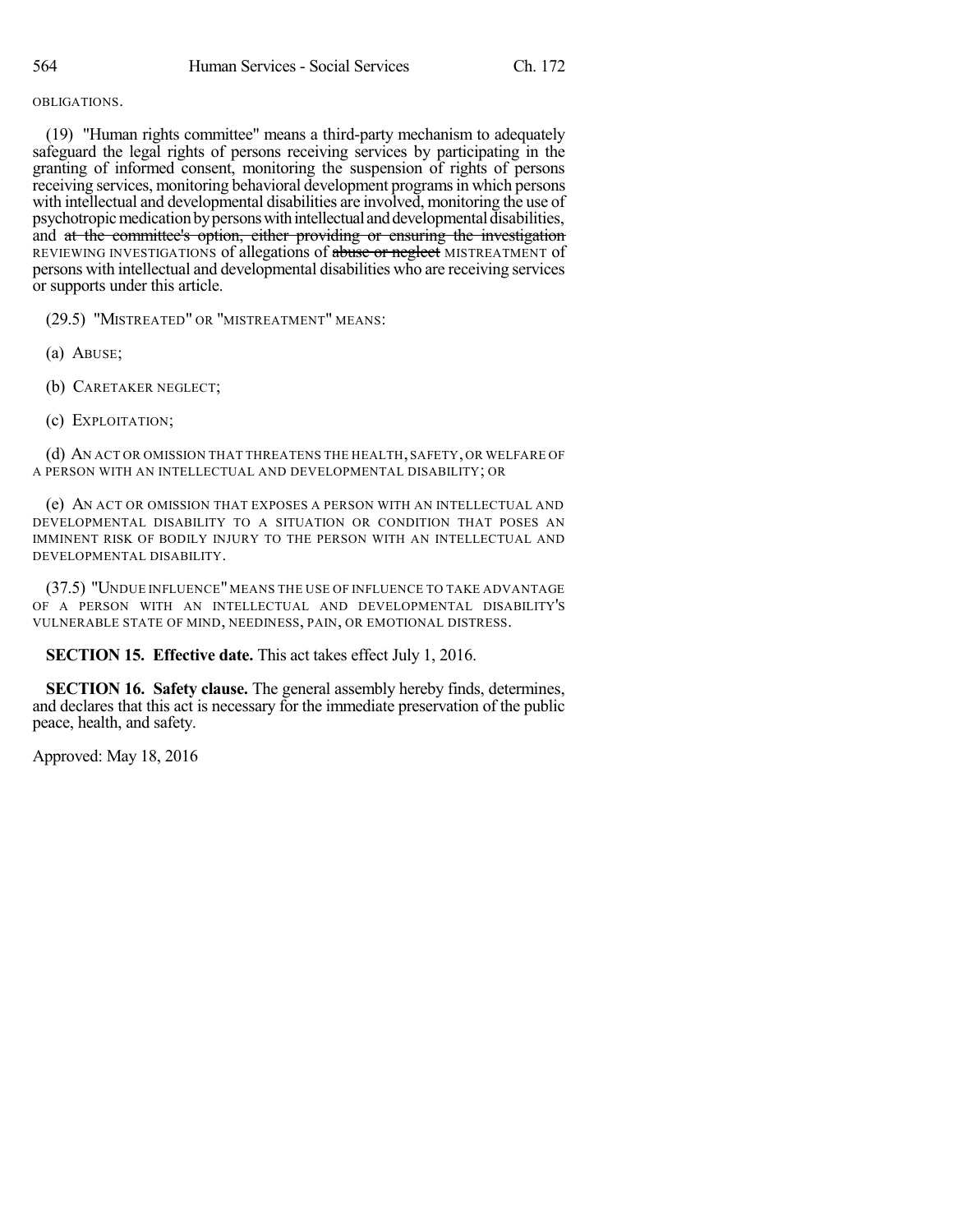OBLIGATIONS.

(19) "Human rights committee" means a third-party mechanism to adequately safeguard the legal rights of persons receiving services by participating in the granting of informed consent, monitoring the suspension of rights of persons receiving services, monitoring behavioral development programs in which persons with intellectual and developmental disabilities are involved, monitoring the use of psychotropic medication by persons with intellectual and developmental disabilities, and ~~at the committee's option, either providing or ensuring the investigation~~ REVIEWING INVESTIGATIONS of allegations of ~~abuse or neglect~~ MISTREATMENT of persons with intellectual and developmental disabilities who are receiving services or supports under this article.

(29.5) "MISTREATED" OR "MISTREATMENT" MEANS:

(a) ABUSE;

(b) CARETAKER NEGLECT;

(c) EXPLOITATION;

(d) AN ACT OR OMISSION THAT THREATENS THE HEALTH, SAFETY, OR WELFARE OF A PERSON WITH AN INTELLECTUAL AND DEVELOPMENTAL DISABILITY; OR

(e) AN ACT OR OMISSION THAT EXPOSES A PERSON WITH AN INTELLECTUAL AND DEVELOPMENTAL DISABILITY TO A SITUATION OR CONDITION THAT POSES AN IMMINENT RISK OF BODILY INJURY TO THE PERSON WITH AN INTELLECTUAL AND DEVELOPMENTAL DISABILITY.

(37.5) "UNDUE INFLUENCE" MEANS THE USE OF INFLUENCE TO TAKE ADVANTAGE OF A PERSON WITH AN INTELLECTUAL AND DEVELOPMENTAL DISABILITY'S VULNERABLE STATE OF MIND, NEEDINESS, PAIN, OR EMOTIONAL DISTRESS.

**SECTION 15. Effective date.** This act takes effect July 1, 2016.

**SECTION 16. Safety clause.** The general assembly hereby finds, determines, and declares that this act is necessary for the immediate preservation of the public peace, health, and safety.

Approved: May 18, 2016